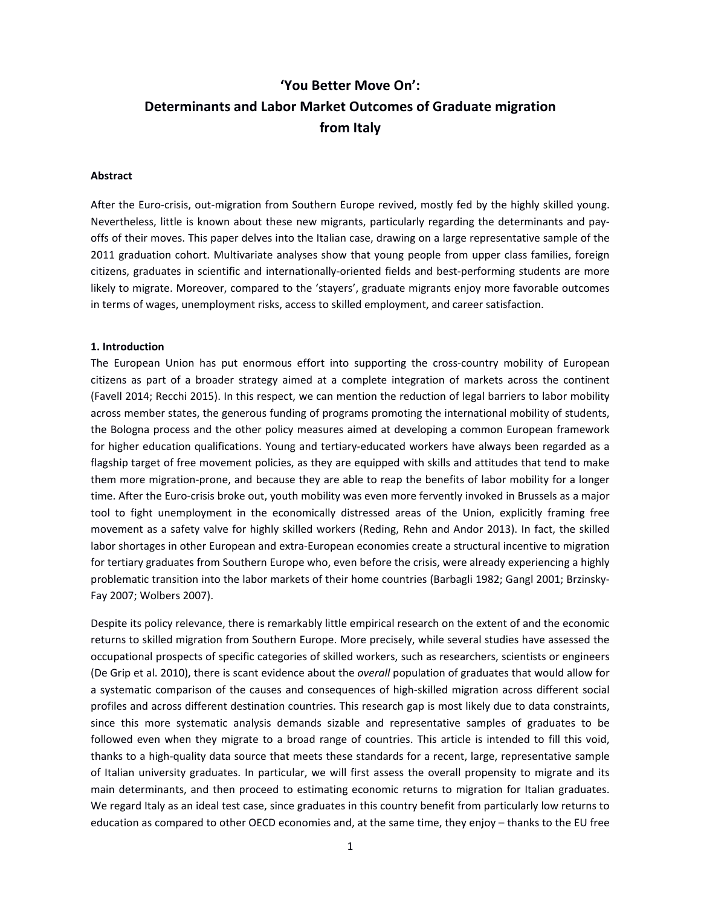# 'You Better Move On': Determinants and Labor Market Outcomes of Graduate migration from Italy

**Abstract**

After the Euro-crisis, out-migration from Southern Europe revived, mostly fed by the highly skilled young. Nevertheless, little is known about these new migrants, particularly regarding the determinants and pay-offs of their moves. This paper delves into the Italian case, drawing on a large representative sample of the 2011 graduation cohort. Multivariate analyses show that young people from upper class families, foreign citizens, graduates in scientific and internationally-oriented fields and best-performing students are more likely to migrate. Moreover, compared to the 'stayers', graduate migrants enjoy more favorable outcomes in terms of wages, unemployment risks, access to skilled employment, and career satisfaction.

## 1. Introduction

The European Union has put enormous effort into supporting the cross-country mobility of European citizens as part of a broader strategy aimed at a complete integration of markets across the continent (Favell 2014; Recchi 2015). In this respect, we can mention the reduction of legal barriers to labor mobility across member states, the generous funding of programs promoting the international mobility of students, the Bologna process and the other policy measures aimed at developing a common European framework for higher education qualifications. Young and tertiary-educated workers have always been regarded as a flagship target of free movement policies, as they are equipped with skills and attitudes that tend to make them more migration-prone, and because they are able to reap the benefits of labor mobility for a longer time. After the Euro-crisis broke out, youth mobility was even more fervently invoked in Brussels as a major tool to fight unemployment in the economically distressed areas of the Union, explicitly framing free movement as a safety valve for highly skilled workers (Reding, Rehn and Andor 2013). In fact, the skilled labor shortages in other European and extra-European economies create a structural incentive to migration for tertiary graduates from Southern Europe who, even before the crisis, were already experiencing a highly problematic transition into the labor markets of their home countries (Barbagli 1982; Gangl 2001; Brzinsky-Fay 2007; Wolbers 2007).

Despite its policy relevance, there is remarkably little empirical research on the extent of and the economic returns to skilled migration from Southern Europe. More precisely, while several studies have assessed the occupational prospects of specific categories of skilled workers, such as researchers, scientists or engineers (De Grip et al. 2010), there is scant evidence about the *overall* population of graduates that would allow for a systematic comparison of the causes and consequences of high-skilled migration across different social profiles and across different destination countries. This research gap is most likely due to data constraints, since this more systematic analysis demands sizable and representative samples of graduates to be followed even when they migrate to a broad range of countries. This article is intended to fill this void, thanks to a high-quality data source that meets these standards for a recent, large, representative sample of Italian university graduates. In particular, we will first assess the overall propensity to migrate and its main determinants, and then proceed to estimating economic returns to migration for Italian graduates. We regard Italy as an ideal test case, since graduates in this country benefit from particularly low returns to education as compared to other OECD economies and, at the same time, they enjoy – thanks to the EU free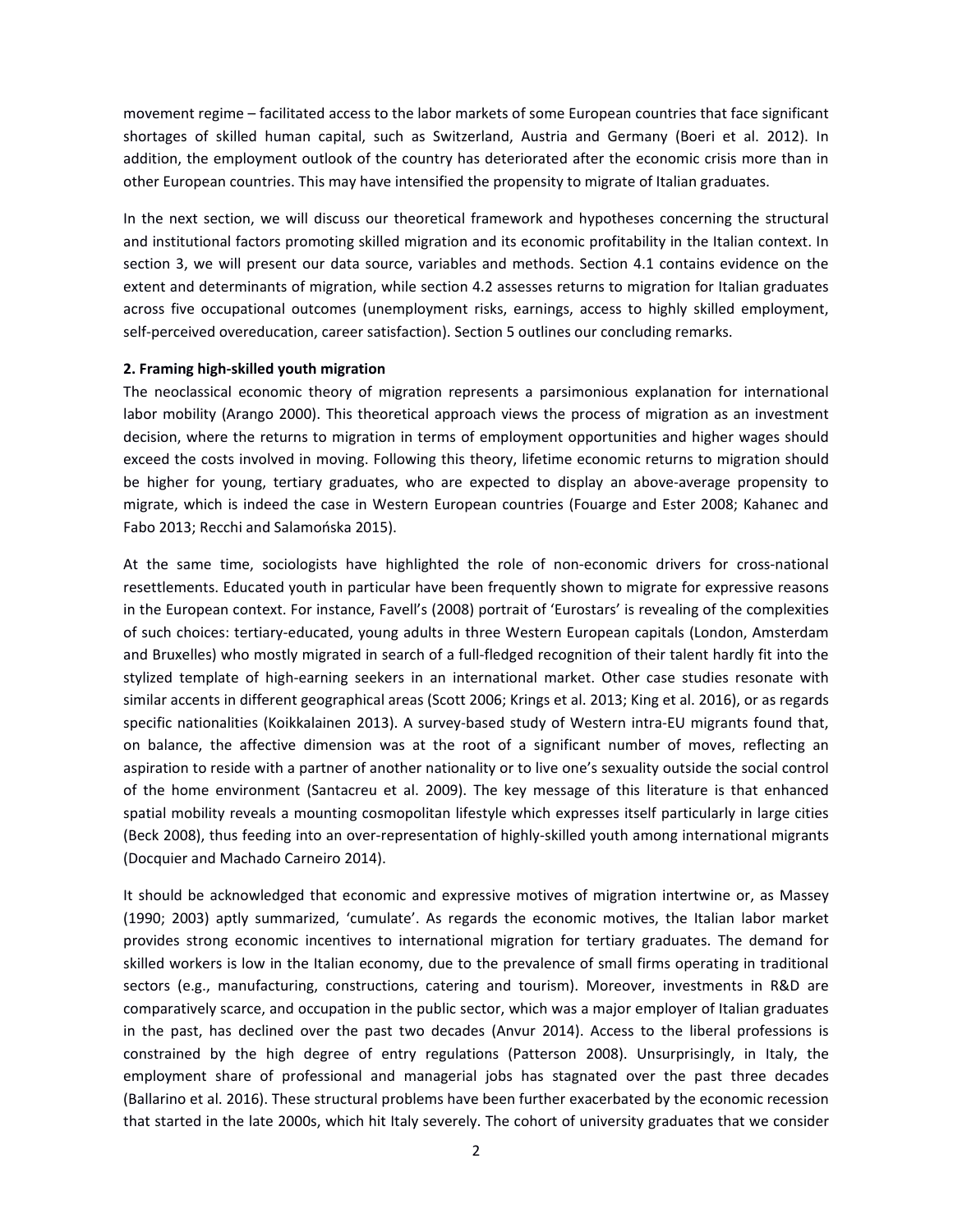movement regime – facilitated access to the labor markets of some European countries that face significant shortages of skilled human capital, such as Switzerland, Austria and Germany (Boeri et al. 2012). In addition, the employment outlook of the country has deteriorated after the economic crisis more than in other European countries. This may have intensified the propensity to migrate of Italian graduates.

In the next section, we will discuss our theoretical framework and hypotheses concerning the structural and institutional factors promoting skilled migration and its economic profitability in the Italian context. In section 3, we will present our data source, variables and methods. Section 4.1 contains evidence on the extent and determinants of migration, while section 4.2 assesses returns to migration for Italian graduates across five occupational outcomes (unemployment risks, earnings, access to highly skilled employment, self-perceived overeducation, career satisfaction). Section 5 outlines our concluding remarks.

## 2. Framing high-skilled youth migration

The neoclassical economic theory of migration represents a parsimonious explanation for international labor mobility (Arango 2000). This theoretical approach views the process of migration as an investment decision, where the returns to migration in terms of employment opportunities and higher wages should exceed the costs involved in moving. Following this theory, lifetime economic returns to migration should be higher for young, tertiary graduates, who are expected to display an above-average propensity to migrate, which is indeed the case in Western European countries (Fouarge and Ester 2008; Kahanec and Fabo 2013; Recchi and Salamońska 2015).

At the same time, sociologists have highlighted the role of non-economic drivers for cross-national resettlements. Educated youth in particular have been frequently shown to migrate for expressive reasons in the European context. For instance, Favell's (2008) portrait of 'Eurostars' is revealing of the complexities of such choices: tertiary-educated, young adults in three Western European capitals (London, Amsterdam and Bruxelles) who mostly migrated in search of a full-fledged recognition of their talent hardly fit into the stylized template of high-earning seekers in an international market. Other case studies resonate with similar accents in different geographical areas (Scott 2006; Krings et al. 2013; King et al. 2016), or as regards specific nationalities (Koikkalainen 2013). A survey-based study of Western intra-EU migrants found that, on balance, the affective dimension was at the root of a significant number of moves, reflecting an aspiration to reside with a partner of another nationality or to live one's sexuality outside the social control of the home environment (Santacreu et al. 2009). The key message of this literature is that enhanced spatial mobility reveals a mounting cosmopolitan lifestyle which expresses itself particularly in large cities (Beck 2008), thus feeding into an over-representation of highly-skilled youth among international migrants (Docquier and Machado Carneiro 2014).

It should be acknowledged that economic and expressive motives of migration intertwine or, as Massey (1990; 2003) aptly summarized, 'cumulate'. As regards the economic motives, the Italian labor market provides strong economic incentives to international migration for tertiary graduates. The demand for skilled workers is low in the Italian economy, due to the prevalence of small firms operating in traditional sectors (e.g., manufacturing, constructions, catering and tourism). Moreover, investments in R&D are comparatively scarce, and occupation in the public sector, which was a major employer of Italian graduates in the past, has declined over the past two decades (Anvur 2014). Access to the liberal professions is constrained by the high degree of entry regulations (Patterson 2008). Unsurprisingly, in Italy, the employment share of professional and managerial jobs has stagnated over the past three decades (Ballarino et al. 2016). These structural problems have been further exacerbated by the economic recession that started in the late 2000s, which hit Italy severely. The cohort of university graduates that we consider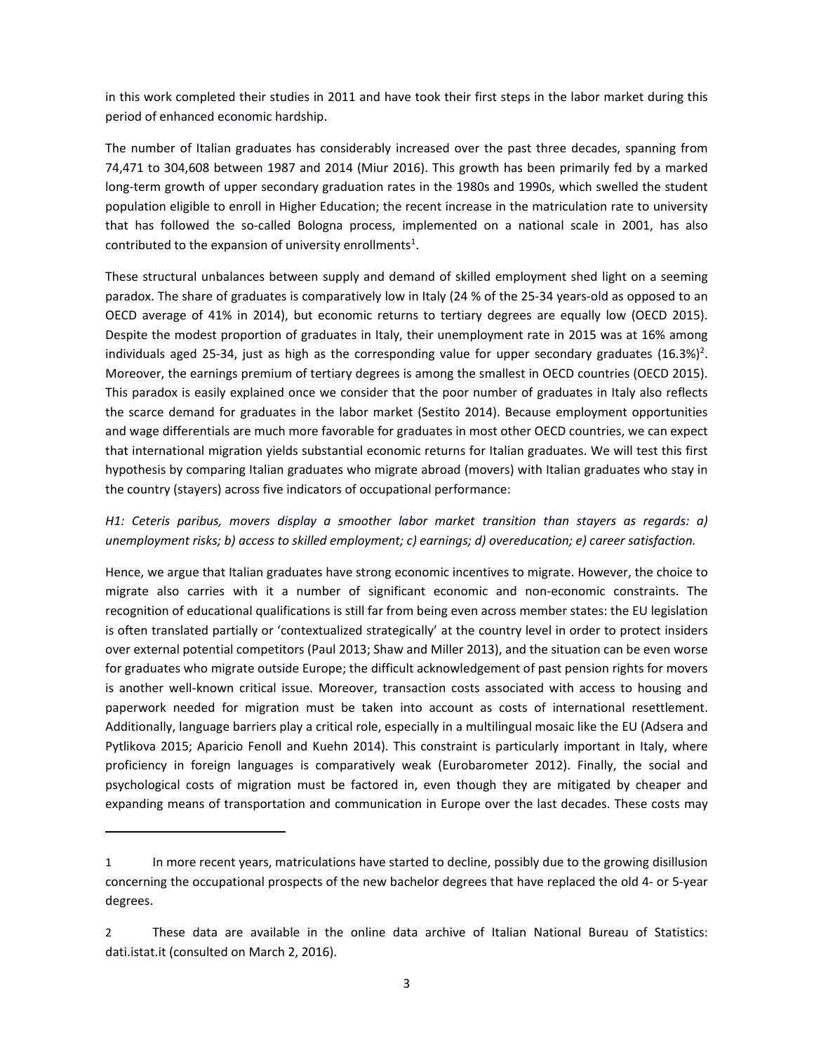in this work completed their studies in 2011 and have took their first steps in the labor market during this period of enhanced economic hardship.

The number of Italian graduates has considerably increased over the past three decades, spanning from 74,471 to 304,608 between 1987 and 2014 (Miur 2016). This growth has been primarily fed by a marked long-term growth of upper secondary graduation rates in the 1980s and 1990s, which swelled the student population eligible to enroll in Higher Education; the recent increase in the matriculation rate to university that has followed the so-called Bologna process, implemented on a national scale in 2001, has also contributed to the expansion of university enrollments[1].

These structural unbalances between supply and demand of skilled employment shed light on a seeming paradox. The share of graduates is comparatively low in Italy (24 % of the 25-34 years-old as opposed to an OECD average of 41% in 2014), but economic returns to tertiary degrees are equally low (OECD 2015). Despite the modest proportion of graduates in Italy, their unemployment rate in 2015 was at 16% among individuals aged 25-34, just as high as the corresponding value for upper secondary graduates (16.3%)[2]. Moreover, the earnings premium of tertiary degrees is among the smallest in OECD countries (OECD 2015). This paradox is easily explained once we consider that the poor number of graduates in Italy also reflects the scarce demand for graduates in the labor market (Sestito 2014). Because employment opportunities and wage differentials are much more favorable for graduates in most other OECD countries, we can expect that international migration yields substantial economic returns for Italian graduates. We will test this first hypothesis by comparing Italian graduates who migrate abroad (movers) with Italian graduates who stay in the country (stayers) across five indicators of occupational performance:

*H1: Ceteris paribus, movers display a smoother labor market transition than stayers as regards: a) unemployment risks; b) access to skilled employment; c) earnings; d) overeducation; e) career satisfaction.*

Hence, we argue that Italian graduates have strong economic incentives to migrate. However, the choice to migrate also carries with it a number of significant economic and non-economic constraints. The recognition of educational qualifications is still far from being even across member states: the EU legislation is often translated partially or 'contextualized strategically' at the country level in order to protect insiders over external potential competitors (Paul 2013; Shaw and Miller 2013), and the situation can be even worse for graduates who migrate outside Europe; the difficult acknowledgement of past pension rights for movers is another well-known critical issue. Moreover, transaction costs associated with access to housing and paperwork needed for migration must be taken into account as costs of international resettlement. Additionally, language barriers play a critical role, especially in a multilingual mosaic like the EU (Adsera and Pytlikova 2015; Aparicio Fenoll and Kuehn 2014). This constraint is particularly important in Italy, where proficiency in foreign languages is comparatively weak (Eurobarometer 2012). Finally, the social and psychological costs of migration must be factored in, even though they are mitigated by cheaper and expanding means of transportation and communication in Europe over the last decades. These costs may

---

1 In more recent years, matriculations have started to decline, possibly due to the growing disillusion concerning the occupational prospects of the new bachelor degrees that have replaced the old 4- or 5-year degrees.

2 These data are available in the online data archive of Italian National Bureau of Statistics: dati.istat.it (consulted on March 2, 2016).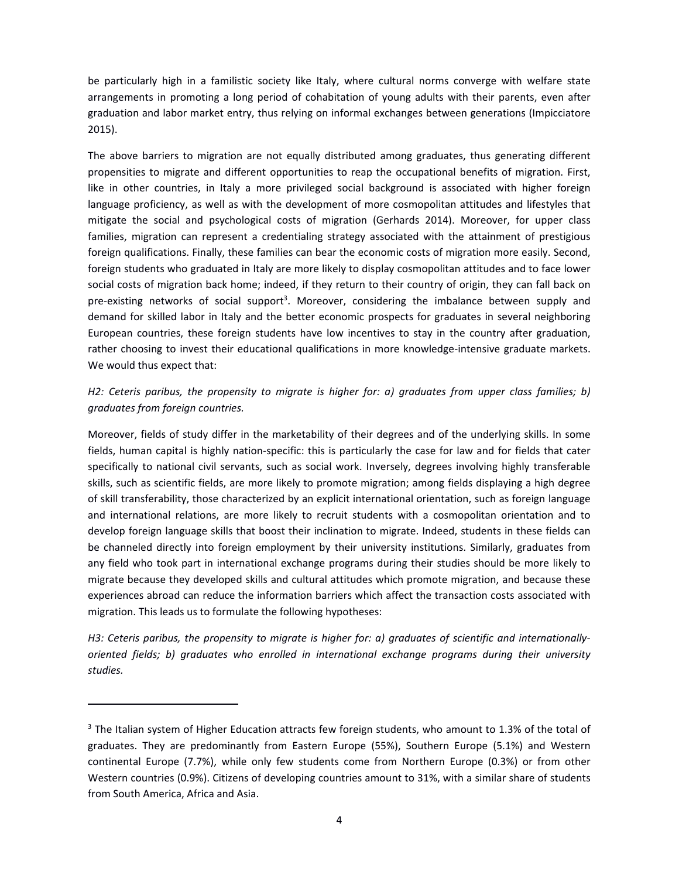be particularly high in a familistic society like Italy, where cultural norms converge with welfare state arrangements in promoting a long period of cohabitation of young adults with their parents, even after graduation and labor market entry, thus relying on informal exchanges between generations (Impicciatore 2015).

The above barriers to migration are not equally distributed among graduates, thus generating different propensities to migrate and different opportunities to reap the occupational benefits of migration. First, like in other countries, in Italy a more privileged social background is associated with higher foreign language proficiency, as well as with the development of more cosmopolitan attitudes and lifestyles that mitigate the social and psychological costs of migration (Gerhards 2014). Moreover, for upper class families, migration can represent a credentialing strategy associated with the attainment of prestigious foreign qualifications. Finally, these families can bear the economic costs of migration more easily. Second, foreign students who graduated in Italy are more likely to display cosmopolitan attitudes and to face lower social costs of migration back home; indeed, if they return to their country of origin, they can fall back on pre-existing networks of social support[3]. Moreover, considering the imbalance between supply and demand for skilled labor in Italy and the better economic prospects for graduates in several neighboring European countries, these foreign students have low incentives to stay in the country after graduation, rather choosing to invest their educational qualifications in more knowledge-intensive graduate markets. We would thus expect that:

*H2: Ceteris paribus, the propensity to migrate is higher for: a) graduates from upper class families; b) graduates from foreign countries.*

Moreover, fields of study differ in the marketability of their degrees and of the underlying skills. In some fields, human capital is highly nation-specific: this is particularly the case for law and for fields that cater specifically to national civil servants, such as social work. Inversely, degrees involving highly transferable skills, such as scientific fields, are more likely to promote migration; among fields displaying a high degree of skill transferability, those characterized by an explicit international orientation, such as foreign language and international relations, are more likely to recruit students with a cosmopolitan orientation and to develop foreign language skills that boost their inclination to migrate. Indeed, students in these fields can be channeled directly into foreign employment by their university institutions. Similarly, graduates from any field who took part in international exchange programs during their studies should be more likely to migrate because they developed skills and cultural attitudes which promote migration, and because these experiences abroad can reduce the information barriers which affect the transaction costs associated with migration. This leads us to formulate the following hypotheses:

*H3: Ceteris paribus, the propensity to migrate is higher for: a) graduates of scientific and internationally-oriented fields; b) graduates who enrolled in international exchange programs during their university studies.*

---

[3] The Italian system of Higher Education attracts few foreign students, who amount to 1.3% of the total of graduates. They are predominantly from Eastern Europe (55%), Southern Europe (5.1%) and Western continental Europe (7.7%), while only few students come from Northern Europe (0.3%) or from other Western countries (0.9%). Citizens of developing countries amount to 31%, with a similar share of students from South America, Africa and Asia.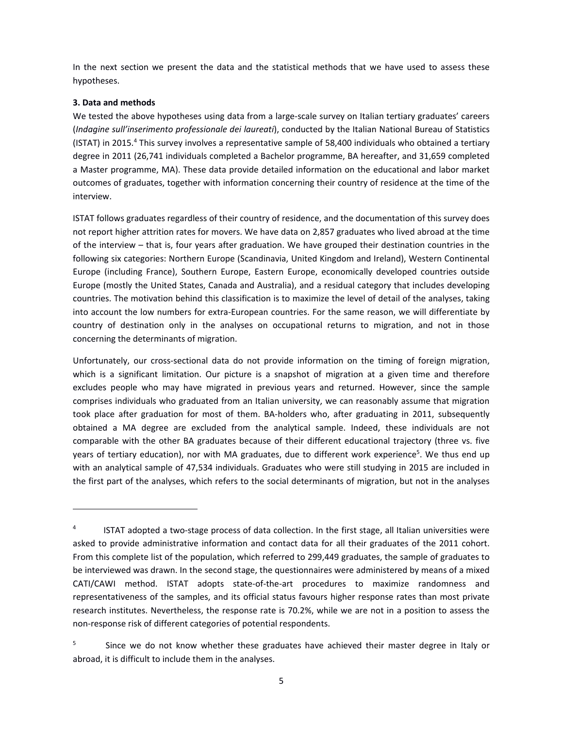In the next section we present the data and the statistical methods that we have used to assess these hypotheses.

**3. Data and methods**

We tested the above hypotheses using data from a large-scale survey on Italian tertiary graduates' careers (*Indagine sull'inserimento professionale dei laureati*), conducted by the Italian National Bureau of Statistics (ISTAT) in 2015.[4] This survey involves a representative sample of 58,400 individuals who obtained a tertiary degree in 2011 (26,741 individuals completed a Bachelor programme, BA hereafter, and 31,659 completed a Master programme, MA). These data provide detailed information on the educational and labor market outcomes of graduates, together with information concerning their country of residence at the time of the interview.

ISTAT follows graduates regardless of their country of residence, and the documentation of this survey does not report higher attrition rates for movers. We have data on 2,857 graduates who lived abroad at the time of the interview – that is, four years after graduation. We have grouped their destination countries in the following six categories: Northern Europe (Scandinavia, United Kingdom and Ireland), Western Continental Europe (including France), Southern Europe, Eastern Europe, economically developed countries outside Europe (mostly the United States, Canada and Australia), and a residual category that includes developing countries. The motivation behind this classification is to maximize the level of detail of the analyses, taking into account the low numbers for extra-European countries. For the same reason, we will differentiate by country of destination only in the analyses on occupational returns to migration, and not in those concerning the determinants of migration.

Unfortunately, our cross-sectional data do not provide information on the timing of foreign migration, which is a significant limitation. Our picture is a snapshot of migration at a given time and therefore excludes people who may have migrated in previous years and returned. However, since the sample comprises individuals who graduated from an Italian university, we can reasonably assume that migration took place after graduation for most of them. BA-holders who, after graduating in 2011, subsequently obtained a MA degree are excluded from the analytical sample. Indeed, these individuals are not comparable with the other BA graduates because of their different educational trajectory (three vs. five years of tertiary education), nor with MA graduates, due to different work experience[5]. We thus end up with an analytical sample of 47,534 individuals. Graduates who were still studying in 2015 are included in the first part of the analyses, which refers to the social determinants of migration, but not in the analyses

---

[4] ISTAT adopted a two-stage process of data collection. In the first stage, all Italian universities were asked to provide administrative information and contact data for all their graduates of the 2011 cohort. From this complete list of the population, which referred to 299,449 graduates, the sample of graduates to be interviewed was drawn. In the second stage, the questionnaires were administered by means of a mixed CATI/CAWI method. ISTAT adopts state-of-the-art procedures to maximize randomness and representativeness of the samples, and its official status favours higher response rates than most private research institutes. Nevertheless, the response rate is 70.2%, while we are not in a position to assess the non-response risk of different categories of potential respondents.

[5] Since we do not know whether these graduates have achieved their master degree in Italy or abroad, it is difficult to include them in the analyses.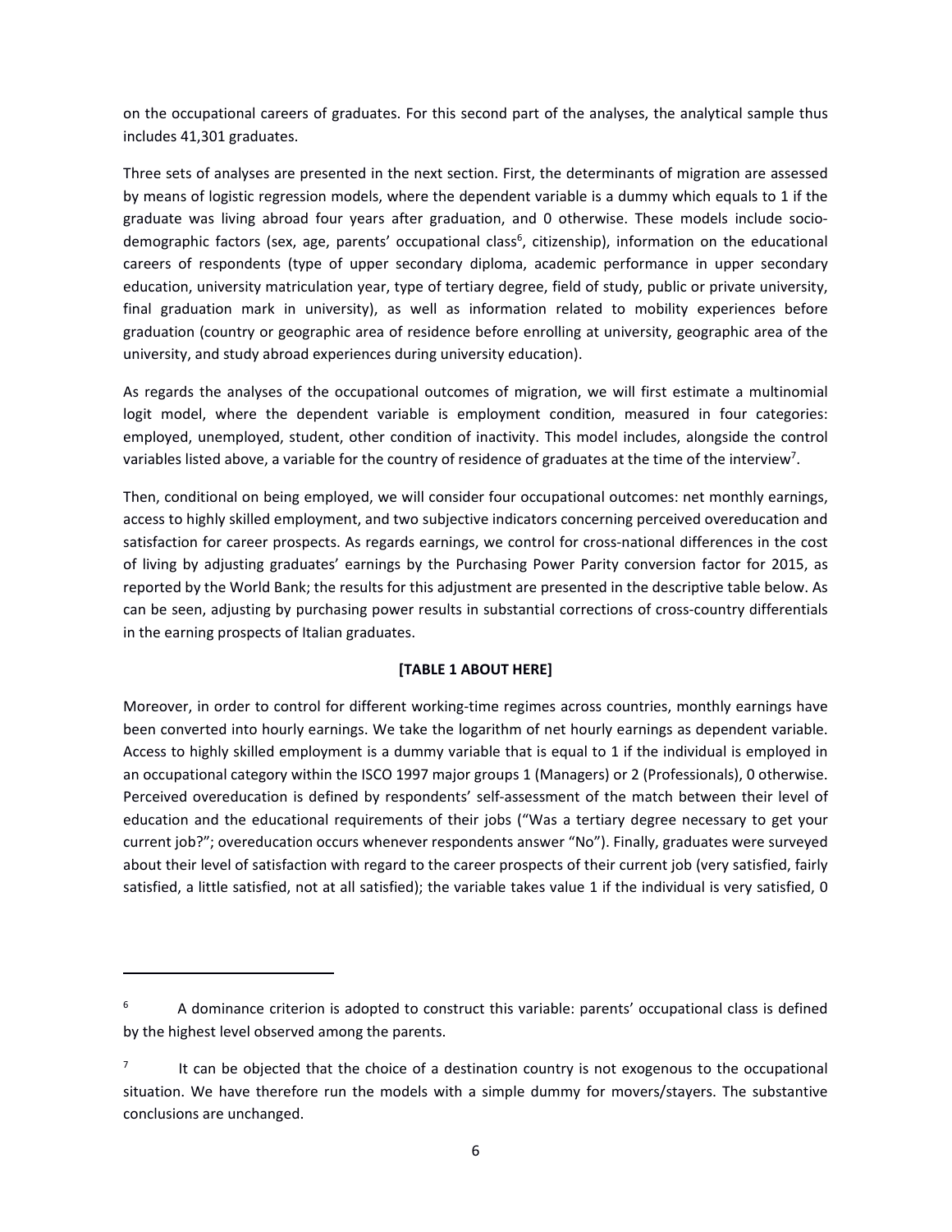on the occupational careers of graduates. For this second part of the analyses, the analytical sample thus includes 41,301 graduates.

Three sets of analyses are presented in the next section. First, the determinants of migration are assessed by means of logistic regression models, where the dependent variable is a dummy which equals to 1 if the graduate was living abroad four years after graduation, and 0 otherwise. These models include socio-demographic factors (sex, age, parents' occupational class[6], citizenship), information on the educational careers of respondents (type of upper secondary diploma, academic performance in upper secondary education, university matriculation year, type of tertiary degree, field of study, public or private university, final graduation mark in university), as well as information related to mobility experiences before graduation (country or geographic area of residence before enrolling at university, geographic area of the university, and study abroad experiences during university education).

As regards the analyses of the occupational outcomes of migration, we will first estimate a multinomial logit model, where the dependent variable is employment condition, measured in four categories: employed, unemployed, student, other condition of inactivity. This model includes, alongside the control variables listed above, a variable for the country of residence of graduates at the time of the interview[7].

Then, conditional on being employed, we will consider four occupational outcomes: net monthly earnings, access to highly skilled employment, and two subjective indicators concerning perceived overeducation and satisfaction for career prospects. As regards earnings, we control for cross-national differences in the cost of living by adjusting graduates' earnings by the Purchasing Power Parity conversion factor for 2015, as reported by the World Bank; the results for this adjustment are presented in the descriptive table below. As can be seen, adjusting by purchasing power results in substantial corrections of cross-country differentials in the earning prospects of Italian graduates.

**[TABLE 1 ABOUT HERE]**

Moreover, in order to control for different working-time regimes across countries, monthly earnings have been converted into hourly earnings. We take the logarithm of net hourly earnings as dependent variable. Access to highly skilled employment is a dummy variable that is equal to 1 if the individual is employed in an occupational category within the ISCO 1997 major groups 1 (Managers) or 2 (Professionals), 0 otherwise. Perceived overeducation is defined by respondents' self-assessment of the match between their level of education and the educational requirements of their jobs ("Was a tertiary degree necessary to get your current job?"; overeducation occurs whenever respondents answer "No"). Finally, graduates were surveyed about their level of satisfaction with regard to the career prospects of their current job (very satisfied, fairly satisfied, a little satisfied, not at all satisfied); the variable takes value 1 if the individual is very satisfied, 0

---

[6] A dominance criterion is adopted to construct this variable: parents' occupational class is defined by the highest level observed among the parents.

[7] It can be objected that the choice of a destination country is not exogenous to the occupational situation. We have therefore run the models with a simple dummy for movers/stayers. The substantive conclusions are unchanged.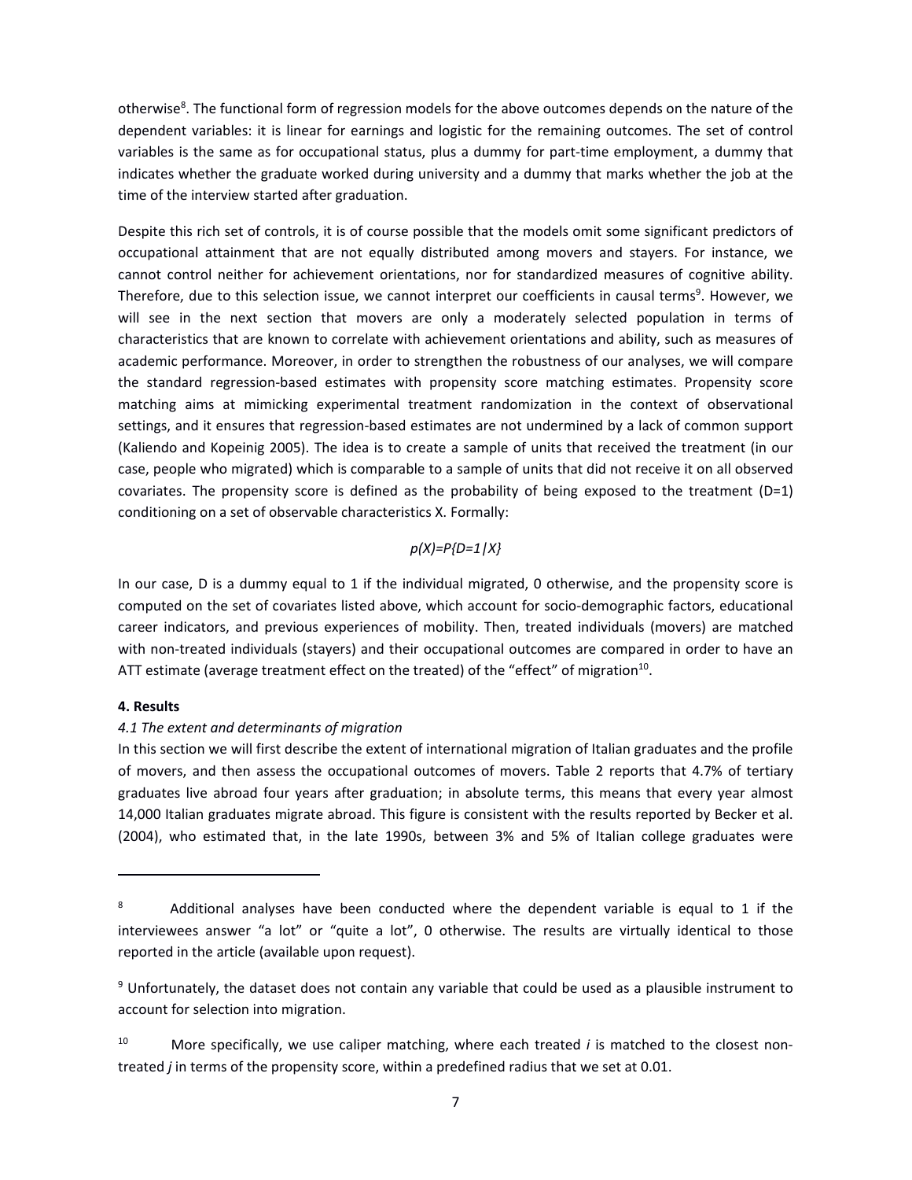otherwise[8]. The functional form of regression models for the above outcomes depends on the nature of the dependent variables: it is linear for earnings and logistic for the remaining outcomes. The set of control variables is the same as for occupational status, plus a dummy for part-time employment, a dummy that indicates whether the graduate worked during university and a dummy that marks whether the job at the time of the interview started after graduation.

Despite this rich set of controls, it is of course possible that the models omit some significant predictors of occupational attainment that are not equally distributed among movers and stayers. For instance, we cannot control neither for achievement orientations, nor for standardized measures of cognitive ability. Therefore, due to this selection issue, we cannot interpret our coefficients in causal terms[9]. However, we will see in the next section that movers are only a moderately selected population in terms of characteristics that are known to correlate with achievement orientations and ability, such as measures of academic performance. Moreover, in order to strengthen the robustness of our analyses, we will compare the standard regression-based estimates with propensity score matching estimates. Propensity score matching aims at mimicking experimental treatment randomization in the context of observational settings, and it ensures that regression-based estimates are not undermined by a lack of common support (Kaliendo and Kopeinig 2005). The idea is to create a sample of units that received the treatment (in our case, people who migrated) which is comparable to a sample of units that did not receive it on all observed covariates. The propensity score is defined as the probability of being exposed to the treatment (D=1) conditioning on a set of observable characteristics X. Formally:

$$p(X)=P\{D=1|X\}$$

In our case, D is a dummy equal to 1 if the individual migrated, 0 otherwise, and the propensity score is computed on the set of covariates listed above, which account for socio-demographic factors, educational career indicators, and previous experiences of mobility. Then, treated individuals (movers) are matched with non-treated individuals (stayers) and their occupational outcomes are compared in order to have an ATT estimate (average treatment effect on the treated) of the "effect" of migration[10].

## 4. Results

### *4.1 The extent and determinants of migration*

In this section we will first describe the extent of international migration of Italian graduates and the profile of movers, and then assess the occupational outcomes of movers. Table 2 reports that 4.7% of tertiary graduates live abroad four years after graduation; in absolute terms, this means that every year almost 14,000 Italian graduates migrate abroad. This figure is consistent with the results reported by Becker et al. (2004), who estimated that, in the late 1990s, between 3% and 5% of Italian college graduates were

---

[8] Additional analyses have been conducted where the dependent variable is equal to 1 if the interviewees answer "a lot" or "quite a lot", 0 otherwise. The results are virtually identical to those reported in the article (available upon request).

[9] Unfortunately, the dataset does not contain any variable that could be used as a plausible instrument to account for selection into migration.

[10] More specifically, we use caliper matching, where each treated *i* is matched to the closest non-treated *j* in terms of the propensity score, within a predefined radius that we set at 0.01.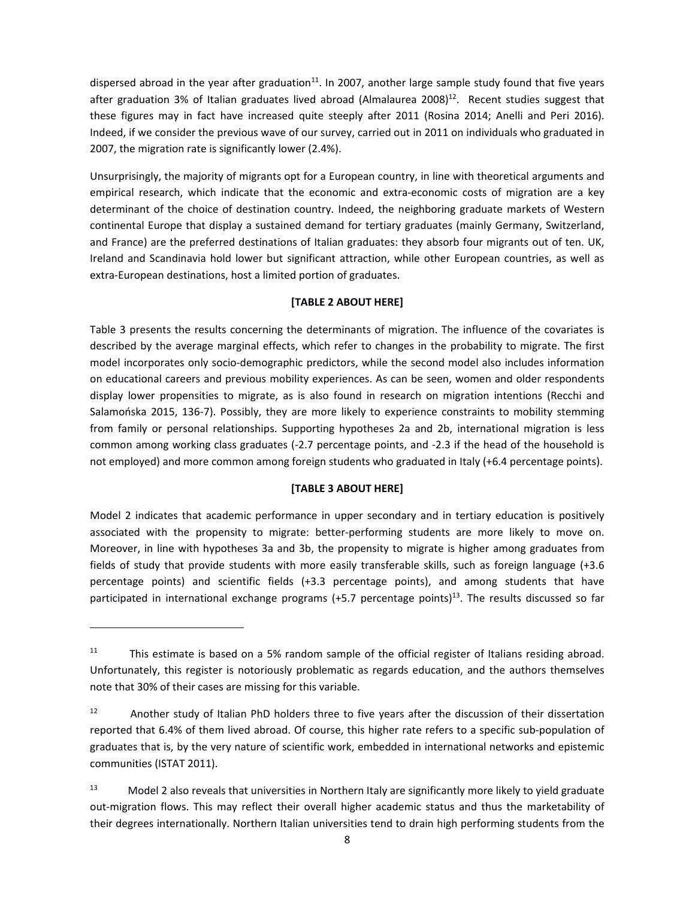dispersed abroad in the year after graduation[11]. In 2007, another large sample study found that five years after graduation 3% of Italian graduates lived abroad (Almalaurea 2008)[12]. Recent studies suggest that these figures may in fact have increased quite steeply after 2011 (Rosina 2014; Anelli and Peri 2016). Indeed, if we consider the previous wave of our survey, carried out in 2011 on individuals who graduated in 2007, the migration rate is significantly lower (2.4%).

Unsurprisingly, the majority of migrants opt for a European country, in line with theoretical arguments and empirical research, which indicate that the economic and extra-economic costs of migration are a key determinant of the choice of destination country. Indeed, the neighboring graduate markets of Western continental Europe that display a sustained demand for tertiary graduates (mainly Germany, Switzerland, and France) are the preferred destinations of Italian graduates: they absorb four migrants out of ten. UK, Ireland and Scandinavia hold lower but significant attraction, while other European countries, as well as extra-European destinations, host a limited portion of graduates.

**[TABLE 2 ABOUT HERE]**

Table 3 presents the results concerning the determinants of migration. The influence of the covariates is described by the average marginal effects, which refer to changes in the probability to migrate. The first model incorporates only socio-demographic predictors, while the second model also includes information on educational careers and previous mobility experiences. As can be seen, women and older respondents display lower propensities to migrate, as is also found in research on migration intentions (Recchi and Salamońska 2015, 136-7). Possibly, they are more likely to experience constraints to mobility stemming from family or personal relationships. Supporting hypotheses 2a and 2b, international migration is less common among working class graduates (-2.7 percentage points, and -2.3 if the head of the household is not employed) and more common among foreign students who graduated in Italy (+6.4 percentage points).

**[TABLE 3 ABOUT HERE]**

Model 2 indicates that academic performance in upper secondary and in tertiary education is positively associated with the propensity to migrate: better-performing students are more likely to move on. Moreover, in line with hypotheses 3a and 3b, the propensity to migrate is higher among graduates from fields of study that provide students with more easily transferable skills, such as foreign language (+3.6 percentage points) and scientific fields (+3.3 percentage points), and among students that have participated in international exchange programs (+5.7 percentage points)[13]. The results discussed so far

---

[11] This estimate is based on a 5% random sample of the official register of Italians residing abroad. Unfortunately, this register is notoriously problematic as regards education, and the authors themselves note that 30% of their cases are missing for this variable.

[12] Another study of Italian PhD holders three to five years after the discussion of their dissertation reported that 6.4% of them lived abroad. Of course, this higher rate refers to a specific sub-population of graduates that is, by the very nature of scientific work, embedded in international networks and epistemic communities (ISTAT 2011).

[13] Model 2 also reveals that universities in Northern Italy are significantly more likely to yield graduate out-migration flows. This may reflect their overall higher academic status and thus the marketability of their degrees internationally. Northern Italian universities tend to drain high performing students from the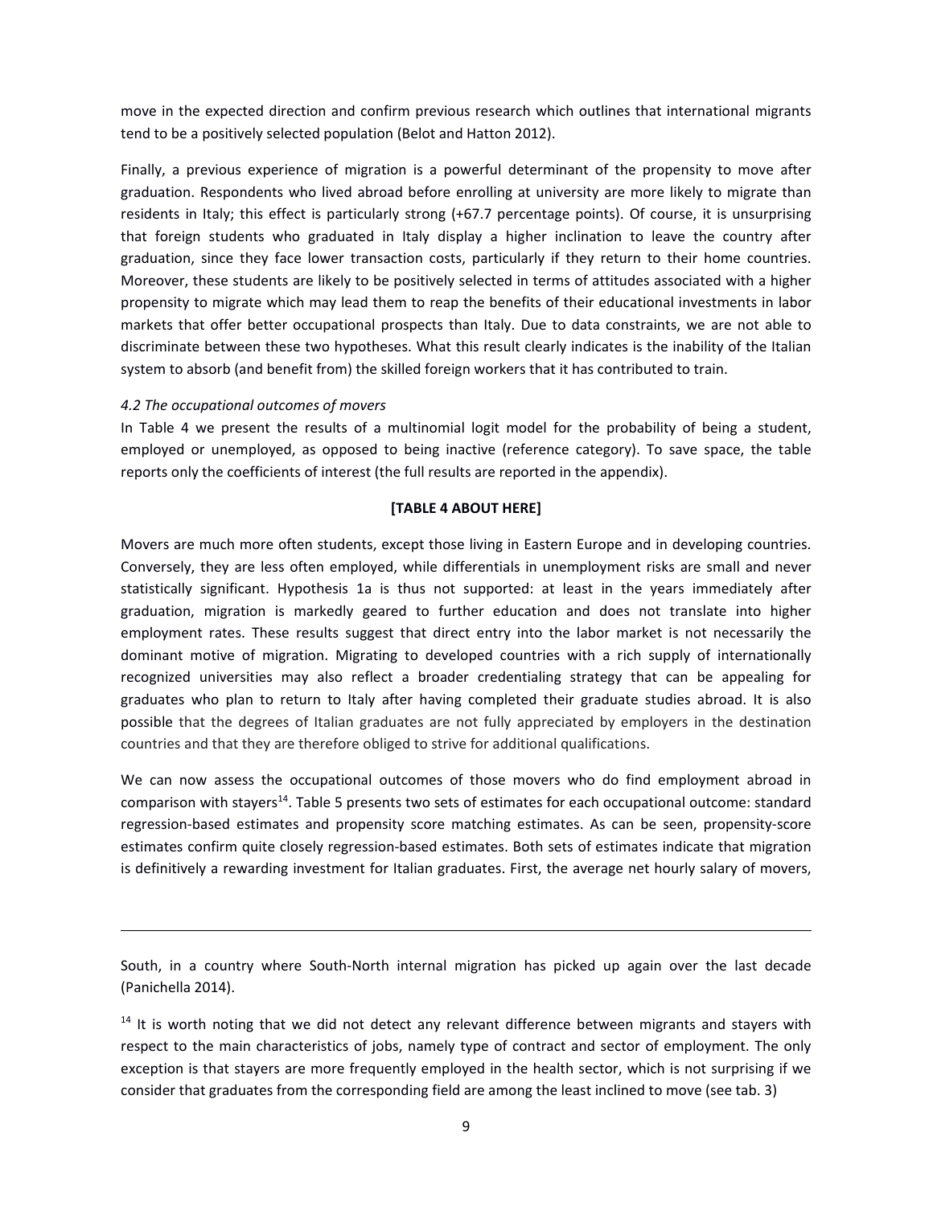move in the expected direction and confirm previous research which outlines that international migrants tend to be a positively selected population (Belot and Hatton 2012).

Finally, a previous experience of migration is a powerful determinant of the propensity to move after graduation. Respondents who lived abroad before enrolling at university are more likely to migrate than residents in Italy; this effect is particularly strong (+67.7 percentage points). Of course, it is unsurprising that foreign students who graduated in Italy display a higher inclination to leave the country after graduation, since they face lower transaction costs, particularly if they return to their home countries. Moreover, these students are likely to be positively selected in terms of attitudes associated with a higher propensity to migrate which may lead them to reap the benefits of their educational investments in labor markets that offer better occupational prospects than Italy. Due to data constraints, we are not able to discriminate between these two hypotheses. What this result clearly indicates is the inability of the Italian system to absorb (and benefit from) the skilled foreign workers that it has contributed to train.

### *4.2 The occupational outcomes of movers*

In Table 4 we present the results of a multinomial logit model for the probability of being a student, employed or unemployed, as opposed to being inactive (reference category). To save space, the table reports only the coefficients of interest (the full results are reported in the appendix).

**[TABLE 4 ABOUT HERE]**

Movers are much more often students, except those living in Eastern Europe and in developing countries. Conversely, they are less often employed, while differentials in unemployment risks are small and never statistically significant. Hypothesis 1a is thus not supported: at least in the years immediately after graduation, migration is markedly geared to further education and does not translate into higher employment rates. These results suggest that direct entry into the labor market is not necessarily the dominant motive of migration. Migrating to developed countries with a rich supply of internationally recognized universities may also reflect a broader credentialing strategy that can be appealing for graduates who plan to return to Italy after having completed their graduate studies abroad. It is also possible that the degrees of Italian graduates are not fully appreciated by employers in the destination countries and that they are therefore obliged to strive for additional qualifications.

We can now assess the occupational outcomes of those movers who do find employment abroad in comparison with stayers[14]. Table 5 presents two sets of estimates for each occupational outcome: standard regression-based estimates and propensity score matching estimates. As can be seen, propensity-score estimates confirm quite closely regression-based estimates. Both sets of estimates indicate that migration is definitively a rewarding investment for Italian graduates. First, the average net hourly salary of movers,

---

South, in a country where South-North internal migration has picked up again over the last decade (Panichella 2014).

[14] It is worth noting that we did not detect any relevant difference between migrants and stayers with respect to the main characteristics of jobs, namely type of contract and sector of employment. The only exception is that stayers are more frequently employed in the health sector, which is not surprising if we consider that graduates from the corresponding field are among the least inclined to move (see tab. 3)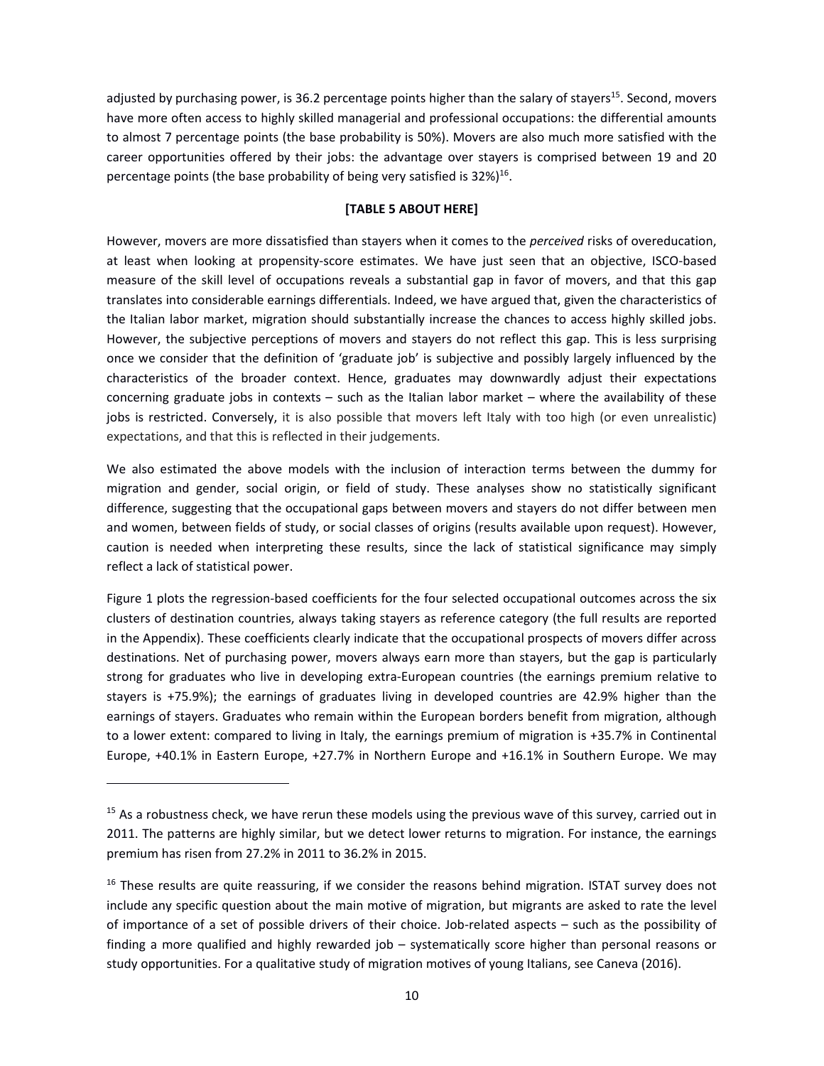adjusted by purchasing power, is 36.2 percentage points higher than the salary of stayers[15]. Second, movers have more often access to highly skilled managerial and professional occupations: the differential amounts to almost 7 percentage points (the base probability is 50%). Movers are also much more satisfied with the career opportunities offered by their jobs: the advantage over stayers is comprised between 19 and 20 percentage points (the base probability of being very satisfied is 32%)[16].

**[TABLE 5 ABOUT HERE]**

However, movers are more dissatisfied than stayers when it comes to the *perceived* risks of overeducation, at least when looking at propensity-score estimates. We have just seen that an objective, ISCO-based measure of the skill level of occupations reveals a substantial gap in favor of movers, and that this gap translates into considerable earnings differentials. Indeed, we have argued that, given the characteristics of the Italian labor market, migration should substantially increase the chances to access highly skilled jobs. However, the subjective perceptions of movers and stayers do not reflect this gap. This is less surprising once we consider that the definition of 'graduate job' is subjective and possibly largely influenced by the characteristics of the broader context. Hence, graduates may downwardly adjust their expectations concerning graduate jobs in contexts – such as the Italian labor market – where the availability of these jobs is restricted. Conversely, it is also possible that movers left Italy with too high (or even unrealistic) expectations, and that this is reflected in their judgements.

We also estimated the above models with the inclusion of interaction terms between the dummy for migration and gender, social origin, or field of study. These analyses show no statistically significant difference, suggesting that the occupational gaps between movers and stayers do not differ between men and women, between fields of study, or social classes of origins (results available upon request). However, caution is needed when interpreting these results, since the lack of statistical significance may simply reflect a lack of statistical power.

Figure 1 plots the regression-based coefficients for the four selected occupational outcomes across the six clusters of destination countries, always taking stayers as reference category (the full results are reported in the Appendix). These coefficients clearly indicate that the occupational prospects of movers differ across destinations. Net of purchasing power, movers always earn more than stayers, but the gap is particularly strong for graduates who live in developing extra-European countries (the earnings premium relative to stayers is +75.9%); the earnings of graduates living in developed countries are 42.9% higher than the earnings of stayers. Graduates who remain within the European borders benefit from migration, although to a lower extent: compared to living in Italy, the earnings premium of migration is +35.7% in Continental Europe, +40.1% in Eastern Europe, +27.7% in Northern Europe and +16.1% in Southern Europe. We may

---

[15] As a robustness check, we have rerun these models using the previous wave of this survey, carried out in 2011. The patterns are highly similar, but we detect lower returns to migration. For instance, the earnings premium has risen from 27.2% in 2011 to 36.2% in 2015.

[16] These results are quite reassuring, if we consider the reasons behind migration. ISTAT survey does not include any specific question about the main motive of migration, but migrants are asked to rate the level of importance of a set of possible drivers of their choice. Job-related aspects – such as the possibility of finding a more qualified and highly rewarded job – systematically score higher than personal reasons or study opportunities. For a qualitative study of migration motives of young Italians, see Caneva (2016).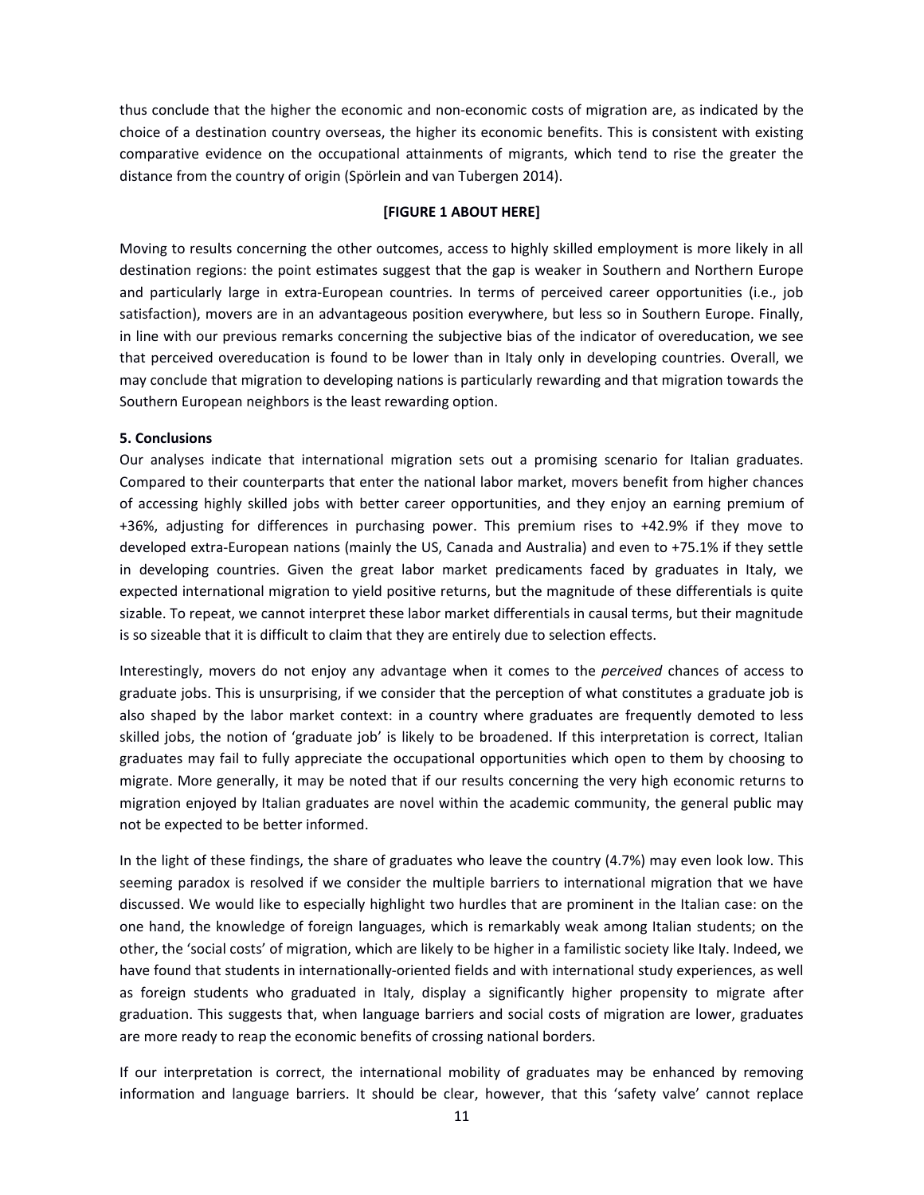thus conclude that the higher the economic and non-economic costs of migration are, as indicated by the choice of a destination country overseas, the higher its economic benefits. This is consistent with existing comparative evidence on the occupational attainments of migrants, which tend to rise the greater the distance from the country of origin (Spörlein and van Tubergen 2014).

**[FIGURE 1 ABOUT HERE]**

Moving to results concerning the other outcomes, access to highly skilled employment is more likely in all destination regions: the point estimates suggest that the gap is weaker in Southern and Northern Europe and particularly large in extra-European countries. In terms of perceived career opportunities (i.e., job satisfaction), movers are in an advantageous position everywhere, but less so in Southern Europe. Finally, in line with our previous remarks concerning the subjective bias of the indicator of overeducation, we see that perceived overeducation is found to be lower than in Italy only in developing countries. Overall, we may conclude that migration to developing nations is particularly rewarding and that migration towards the Southern European neighbors is the least rewarding option.

**5. Conclusions**

Our analyses indicate that international migration sets out a promising scenario for Italian graduates. Compared to their counterparts that enter the national labor market, movers benefit from higher chances of accessing highly skilled jobs with better career opportunities, and they enjoy an earning premium of +36%, adjusting for differences in purchasing power. This premium rises to +42.9% if they move to developed extra-European nations (mainly the US, Canada and Australia) and even to +75.1% if they settle in developing countries. Given the great labor market predicaments faced by graduates in Italy, we expected international migration to yield positive returns, but the magnitude of these differentials is quite sizable. To repeat, we cannot interpret these labor market differentials in causal terms, but their magnitude is so sizeable that it is difficult to claim that they are entirely due to selection effects.

Interestingly, movers do not enjoy any advantage when it comes to the *perceived* chances of access to graduate jobs. This is unsurprising, if we consider that the perception of what constitutes a graduate job is also shaped by the labor market context: in a country where graduates are frequently demoted to less skilled jobs, the notion of 'graduate job' is likely to be broadened. If this interpretation is correct, Italian graduates may fail to fully appreciate the occupational opportunities which open to them by choosing to migrate. More generally, it may be noted that if our results concerning the very high economic returns to migration enjoyed by Italian graduates are novel within the academic community, the general public may not be expected to be better informed.

In the light of these findings, the share of graduates who leave the country (4.7%) may even look low. This seeming paradox is resolved if we consider the multiple barriers to international migration that we have discussed. We would like to especially highlight two hurdles that are prominent in the Italian case: on the one hand, the knowledge of foreign languages, which is remarkably weak among Italian students; on the other, the 'social costs' of migration, which are likely to be higher in a familistic society like Italy. Indeed, we have found that students in internationally-oriented fields and with international study experiences, as well as foreign students who graduated in Italy, display a significantly higher propensity to migrate after graduation. This suggests that, when language barriers and social costs of migration are lower, graduates are more ready to reap the economic benefits of crossing national borders.

If our interpretation is correct, the international mobility of graduates may be enhanced by removing information and language barriers. It should be clear, however, that this 'safety valve' cannot replace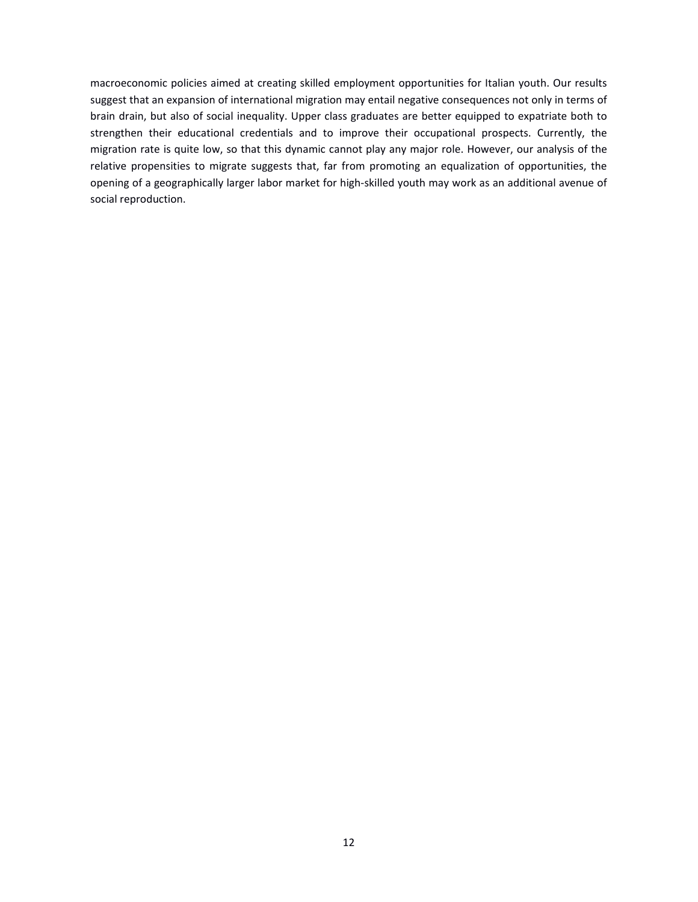macroeconomic policies aimed at creating skilled employment opportunities for Italian youth. Our results suggest that an expansion of international migration may entail negative consequences not only in terms of brain drain, but also of social inequality. Upper class graduates are better equipped to expatriate both to strengthen their educational credentials and to improve their occupational prospects. Currently, the migration rate is quite low, so that this dynamic cannot play any major role. However, our analysis of the relative propensities to migrate suggests that, far from promoting an equalization of opportunities, the opening of a geographically larger labor market for high-skilled youth may work as an additional avenue of social reproduction.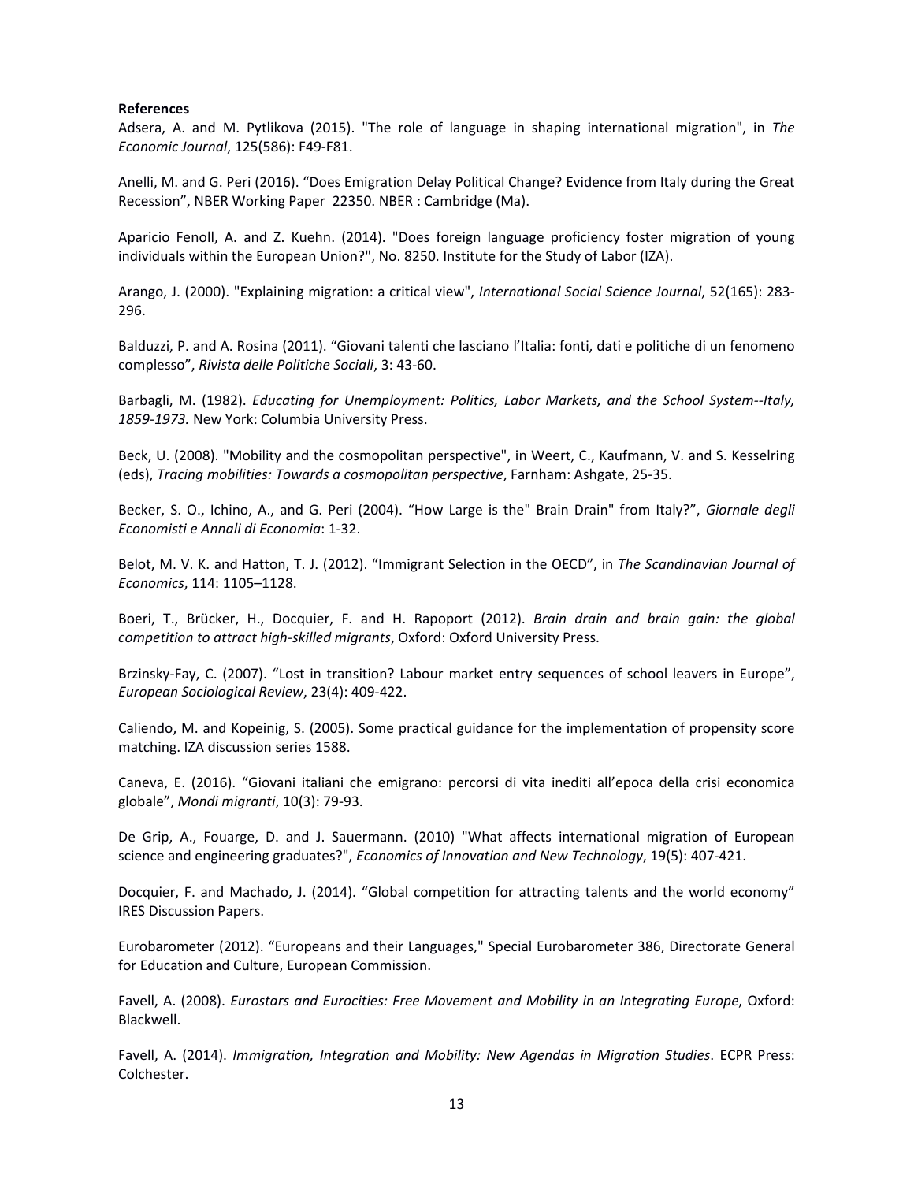**References**

Adsera, A. and M. Pytlikova (2015). "The role of language in shaping international migration", in *The Economic Journal*, 125(586): F49-F81.

Anelli, M. and G. Peri (2016). "Does Emigration Delay Political Change? Evidence from Italy during the Great Recession", NBER Working Paper 22350. NBER : Cambridge (Ma).

Aparicio Fenoll, A. and Z. Kuehn. (2014). "Does foreign language proficiency foster migration of young individuals within the European Union?", No. 8250. Institute for the Study of Labor (IZA).

Arango, J. (2000). "Explaining migration: a critical view", *International Social Science Journal*, 52(165): 283-296.

Balduzzi, P. and A. Rosina (2011). "Giovani talenti che lasciano l'Italia: fonti, dati e politiche di un fenomeno complesso", *Rivista delle Politiche Sociali*, 3: 43-60.

Barbagli, M. (1982). *Educating for Unemployment: Politics, Labor Markets, and the School System--Italy, 1859-1973.* New York: Columbia University Press.

Beck, U. (2008). "Mobility and the cosmopolitan perspective", in Weert, C., Kaufmann, V. and S. Kesselring (eds), *Tracing mobilities: Towards a cosmopolitan perspective*, Farnham: Ashgate, 25-35.

Becker, S. O., Ichino, A., and G. Peri (2004). "How Large is the" Brain Drain" from Italy?", *Giornale degli Economisti e Annali di Economia*: 1-32.

Belot, M. V. K. and Hatton, T. J. (2012). "Immigrant Selection in the OECD", in *The Scandinavian Journal of Economics*, 114: 1105–1128.

Boeri, T., Brücker, H., Docquier, F. and H. Rapoport (2012). *Brain drain and brain gain: the global competition to attract high-skilled migrants*, Oxford: Oxford University Press.

Brzinsky-Fay, C. (2007). "Lost in transition? Labour market entry sequences of school leavers in Europe", *European Sociological Review*, 23(4): 409-422.

Caliendo, M. and Kopeinig, S. (2005). Some practical guidance for the implementation of propensity score matching. IZA discussion series 1588.

Caneva, E. (2016). "Giovani italiani che emigrano: percorsi di vita inediti all'epoca della crisi economica globale", *Mondi migranti*, 10(3): 79-93.

De Grip, A., Fouarge, D. and J. Sauermann. (2010) "What affects international migration of European science and engineering graduates?", *Economics of Innovation and New Technology*, 19(5): 407-421.

Docquier, F. and Machado, J. (2014). "Global competition for attracting talents and the world economy" IRES Discussion Papers.

Eurobarometer (2012). "Europeans and their Languages," Special Eurobarometer 386, Directorate General for Education and Culture, European Commission.

Favell, A. (2008). *Eurostars and Eurocities: Free Movement and Mobility in an Integrating Europe*, Oxford: Blackwell.

Favell, A. (2014). *Immigration, Integration and Mobility: New Agendas in Migration Studies*. ECPR Press: Colchester.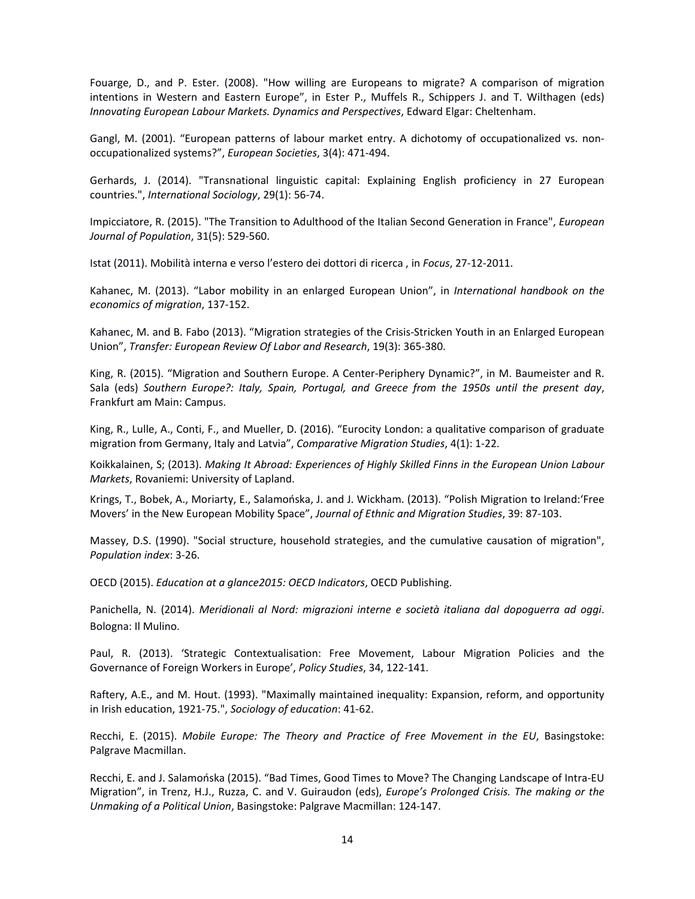Fouarge, D., and P. Ester. (2008). "How willing are Europeans to migrate? A comparison of migration intentions in Western and Eastern Europe", in Ester P., Muffels R., Schippers J. and T. Wilthagen (eds) *Innovating European Labour Markets. Dynamics and Perspectives*, Edward Elgar: Cheltenham.

Gangl, M. (2001). "European patterns of labour market entry. A dichotomy of occupationalized vs. non-occupationalized systems?", *European Societies*, 3(4): 471-494.

Gerhards, J. (2014). "Transnational linguistic capital: Explaining English proficiency in 27 European countries.", *International Sociology*, 29(1): 56-74.

Impicciatore, R. (2015). "The Transition to Adulthood of the Italian Second Generation in France", *European Journal of Population*, 31(5): 529-560.

Istat (2011). Mobilità interna e verso l'estero dei dottori di ricerca , in *Focus*, 27-12-2011.

Kahanec, M. (2013). "Labor mobility in an enlarged European Union", in *International handbook on the economics of migration*, 137-152.

Kahanec, M. and B. Fabo (2013). "Migration strategies of the Crisis-Stricken Youth in an Enlarged European Union", *Transfer: European Review Of Labor and Research*, 19(3): 365-380.

King, R. (2015). "Migration and Southern Europe. A Center-Periphery Dynamic?", in M. Baumeister and R. Sala (eds) *Southern Europe?: Italy, Spain, Portugal, and Greece from the 1950s until the present day*, Frankfurt am Main: Campus.

King, R., Lulle, A., Conti, F., and Mueller, D. (2016). "Eurocity London: a qualitative comparison of graduate migration from Germany, Italy and Latvia", *Comparative Migration Studies*, 4(1): 1-22.

Koikkalainen, S; (2013). *Making It Abroad: Experiences of Highly Skilled Finns in the European Union Labour Markets*, Rovaniemi: University of Lapland.

Krings, T., Bobek, A., Moriarty, E., Salamońska, J. and J. Wickham. (2013). "Polish Migration to Ireland:'Free Movers' in the New European Mobility Space", *Journal of Ethnic and Migration Studies*, 39: 87-103.

Massey, D.S. (1990). "Social structure, household strategies, and the cumulative causation of migration", *Population index*: 3-26.

OECD (2015). *Education at a glance2015: OECD Indicators*, OECD Publishing.

Panichella, N. (2014). *Meridionali al Nord: migrazioni interne e società italiana dal dopoguerra ad oggi*. Bologna: Il Mulino.

Paul, R. (2013). 'Strategic Contextualisation: Free Movement, Labour Migration Policies and the Governance of Foreign Workers in Europe', *Policy Studies*, 34, 122-141.

Raftery, A.E., and M. Hout. (1993). "Maximally maintained inequality: Expansion, reform, and opportunity in Irish education, 1921-75.", *Sociology of education*: 41-62.

Recchi, E. (2015). *Mobile Europe: The Theory and Practice of Free Movement in the EU*, Basingstoke: Palgrave Macmillan.

Recchi, E. and J. Salamońska (2015). "Bad Times, Good Times to Move? The Changing Landscape of Intra-EU Migration", in Trenz, H.J., Ruzza, C. and V. Guiraudon (eds), *Europe's Prolonged Crisis. The making or the Unmaking of a Political Union*, Basingstoke: Palgrave Macmillan: 124-147.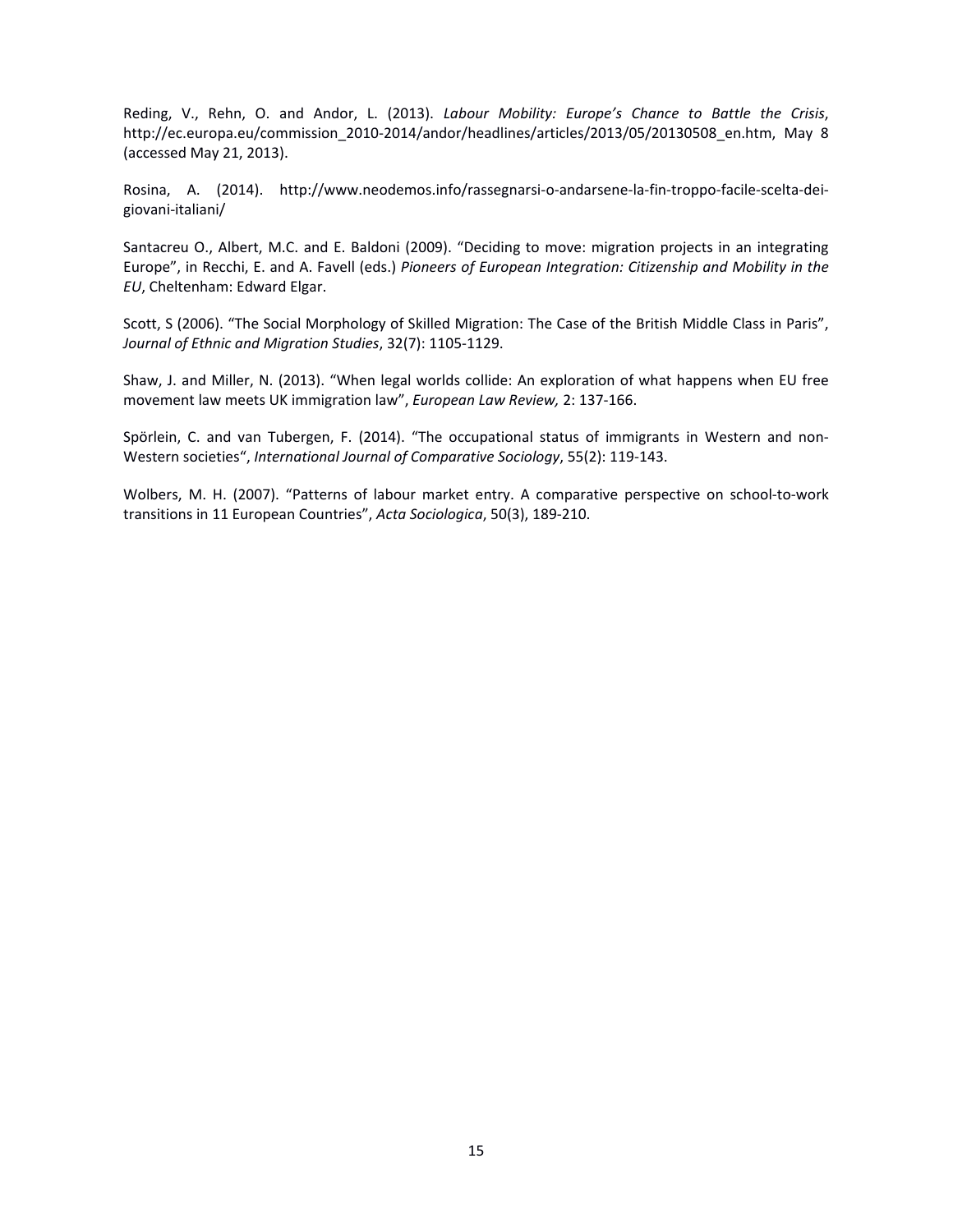Reding, V., Rehn, O. and Andor, L. (2013). *Labour Mobility: Europe's Chance to Battle the Crisis*, http://ec.europa.eu/commission_2010-2014/andor/headlines/articles/2013/05/20130508_en.htm, May 8 (accessed May 21, 2013).

Rosina, A. (2014). http://www.neodemos.info/rassegnarsi-o-andarsene-la-fin-troppo-facile-scelta-dei-giovani-italiani/

Santacreu O., Albert, M.C. and E. Baldoni (2009). "Deciding to move: migration projects in an integrating Europe", in Recchi, E. and A. Favell (eds.) *Pioneers of European Integration: Citizenship and Mobility in the EU*, Cheltenham: Edward Elgar.

Scott, S (2006). "The Social Morphology of Skilled Migration: The Case of the British Middle Class in Paris", *Journal of Ethnic and Migration Studies*, 32(7): 1105-1129.

Shaw, J. and Miller, N. (2013). "When legal worlds collide: An exploration of what happens when EU free movement law meets UK immigration law", *European Law Review,* 2: 137-166.

Spörlein, C. and van Tubergen, F. (2014). "The occupational status of immigrants in Western and non-Western societies", *International Journal of Comparative Sociology*, 55(2): 119-143.

Wolbers, M. H. (2007). "Patterns of labour market entry. A comparative perspective on school-to-work transitions in 11 European Countries", *Acta Sociologica*, 50(3), 189-210.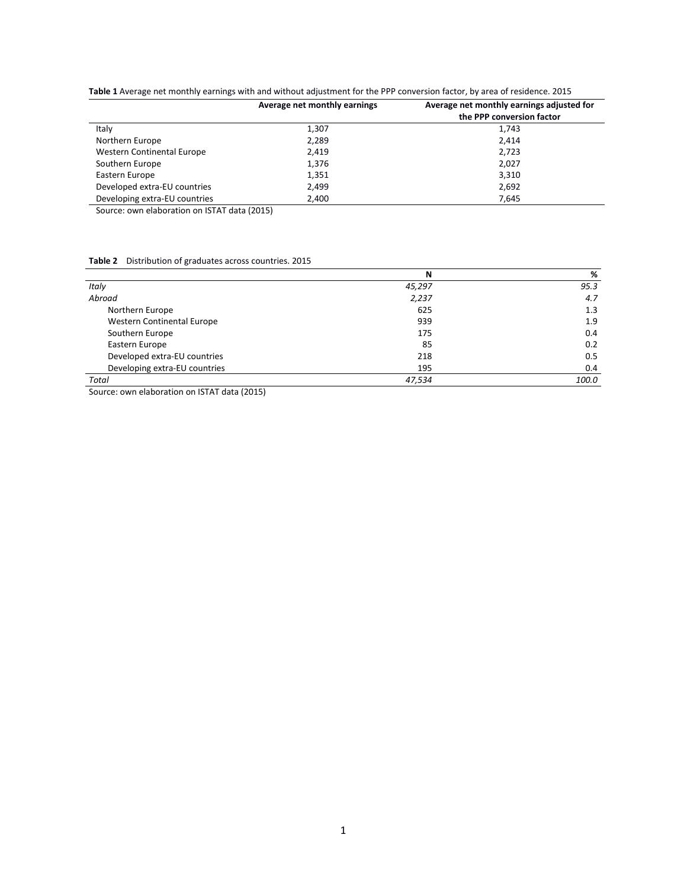**Table 1** Average net monthly earnings with and without adjustment for the PPP conversion factor, by area of residence. 2015

| | Average net monthly earnings | Average net monthly earnings adjusted for the PPP conversion factor |
|---|---|---|
| Italy | 1,307 | 1,743 |
| Northern Europe | 2,289 | 2,414 |
| Western Continental Europe | 2,419 | 2,723 |
| Southern Europe | 1,376 | 2,027 |
| Eastern Europe | 1,351 | 3,310 |
| Developed extra-EU countries | 2,499 | 2,692 |
| Developing extra-EU countries | 2,400 | 7,645 |

Source: own elaboration on ISTAT data (2015)

**Table 2** Distribution of graduates across countries. 2015

| | N | % |
|---|---|---|
| *Italy* | *45,297* | *95.3* |
| *Abroad* | *2,237* | *4.7* |
| Northern Europe | 625 | 1.3 |
| Western Continental Europe | 939 | 1.9 |
| Southern Europe | 175 | 0.4 |
| Eastern Europe | 85 | 0.2 |
| Developed extra-EU countries | 218 | 0.5 |
| Developing extra-EU countries | 195 | 0.4 |
| *Total* | *47,534* | *100.0* |

Source: own elaboration on ISTAT data (2015)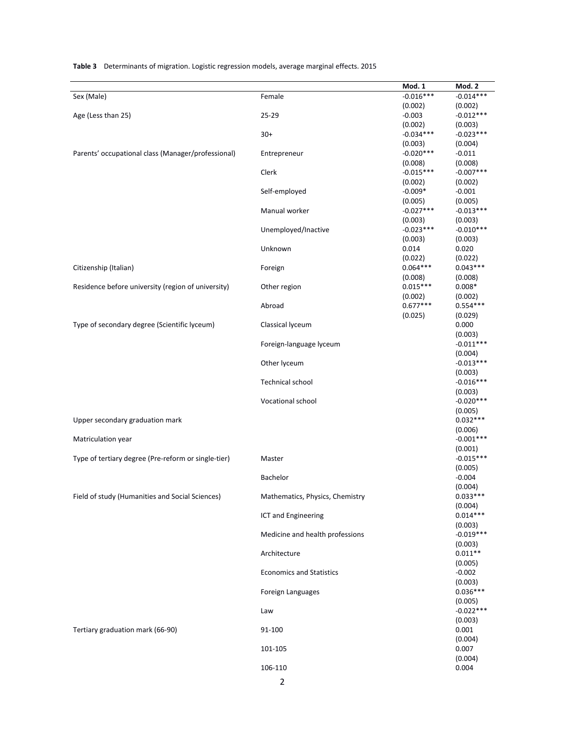**Table 3** Determinants of migration. Logistic regression models, average marginal effects. 2015

| | | Mod. 1 | Mod. 2 |
|---|---|---|---|
| Sex (Male) | Female | -0.016*** | -0.014*** |
| | | (0.002) | (0.002) |
| Age (Less than 25) | 25-29 | -0.003 | -0.012*** |
| | | (0.002) | (0.003) |
| | 30+ | -0.034*** | -0.023*** |
| | | (0.003) | (0.004) |
| Parents' occupational class (Manager/professional) | Entrepreneur | -0.020*** | -0.011 |
| | | (0.008) | (0.008) |
| | Clerk | -0.015*** | -0.007*** |
| | | (0.002) | (0.002) |
| | Self-employed | -0.009* | -0.001 |
| | | (0.005) | (0.005) |
| | Manual worker | -0.027*** | -0.013*** |
| | | (0.003) | (0.003) |
| | Unemployed/Inactive | -0.023*** | -0.010*** |
| | | (0.003) | (0.003) |
| | Unknown | 0.014 | 0.020 |
| | | (0.022) | (0.022) |
| Citizenship (Italian) | Foreign | 0.064*** | 0.043*** |
| | | (0.008) | (0.008) |
| Residence before university (region of university) | Other region | 0.015*** | 0.008* |
| | | (0.002) | (0.002) |
| | Abroad | 0.677*** | 0.554*** |
| | | (0.025) | (0.029) |
| Type of secondary degree (Scientific lyceum) | Classical lyceum | | 0.000 |
| | | | (0.003) |
| | Foreign-language lyceum | | -0.011*** |
| | | | (0.004) |
| | Other lyceum | | -0.013*** |
| | | | (0.003) |
| | Technical school | | -0.016*** |
| | | | (0.003) |
| | Vocational school | | -0.020*** |
| | | | (0.005) |
| Upper secondary graduation mark | | | 0.032*** |
| | | | (0.006) |
| Matriculation year | | | -0.001*** |
| | | | (0.001) |
| Type of tertiary degree (Pre-reform or single-tier) | Master | | -0.015*** |
| | | | (0.005) |
| | Bachelor | | -0.004 |
| | | | (0.004) |
| Field of study (Humanities and Social Sciences) | Mathematics, Physics, Chemistry | | 0.033*** |
| | | | (0.004) |
| | ICT and Engineering | | 0.014*** |
| | | | (0.003) |
| | Medicine and health professions | | -0.019*** |
| | | | (0.003) |
| | Architecture | | 0.011** |
| | | | (0.005) |
| | Economics and Statistics | | -0.002 |
| | | | (0.003) |
| | Foreign Languages | | 0.036*** |
| | | | (0.005) |
| | Law | | -0.022*** |
| | | | (0.003) |
| Tertiary graduation mark (66-90) | 91-100 | | 0.001 |
| | | | (0.004) |
| | 101-105 | | 0.007 |
| | | | (0.004) |
| | 106-110 | | 0.004 |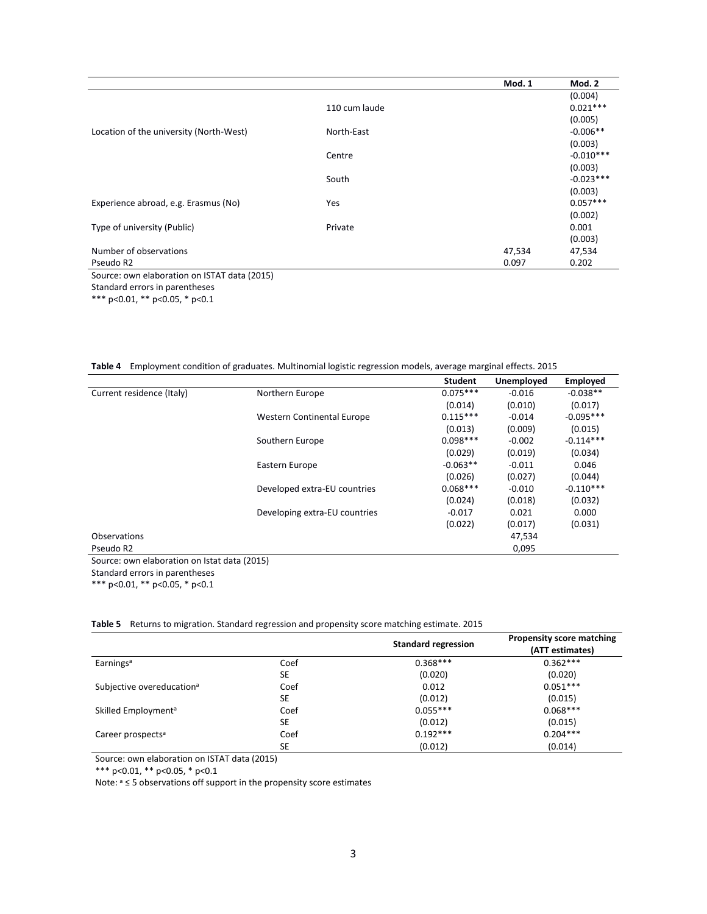| | | Mod. 1 | Mod. 2 |
|---|---|---|---|
| | | | (0.004) |
| | 110 cum laude | | 0.021*** |
| | | | (0.005) |
| Location of the university (North-West) | North-East | | -0.006** |
| | | | (0.003) |
| | Centre | | -0.010*** |
| | | | (0.003) |
| | South | | -0.023*** |
| | | | (0.003) |
| Experience abroad, e.g. Erasmus (No) | Yes | | 0.057*** |
| | | | (0.002) |
| Type of university (Public) | Private | | 0.001 |
| | | | (0.003) |
| Number of observations | | 47,534 | 47,534 |
| Pseudo R2 | | 0.097 | 0.202 |

Source: own elaboration on ISTAT data (2015)
Standard errors in parentheses
*** p<0.01, ** p<0.05, * p<0.1

**Table 4** Employment condition of graduates. Multinomial logistic regression models, average marginal effects. 2015

| | | Student | Unemployed | Employed |
|---|---|---|---|---|
| Current residence (Italy) | Northern Europe | 0.075*** | -0.016 | -0.038** |
| | | (0.014) | (0.010) | (0.017) |
| | Western Continental Europe | 0.115*** | -0.014 | -0.095*** |
| | | (0.013) | (0.009) | (0.015) |
| | Southern Europe | 0.098*** | -0.002 | -0.114*** |
| | | (0.029) | (0.019) | (0.034) |
| | Eastern Europe | -0.063** | -0.011 | 0.046 |
| | | (0.026) | (0.027) | (0.044) |
| | Developed extra-EU countries | 0.068*** | -0.010 | -0.110*** |
| | | (0.024) | (0.018) | (0.032) |
| | Developing extra-EU countries | -0.017 | 0.021 | 0.000 |
| | | (0.022) | (0.017) | (0.031) |
| Observations | | | 47,534 | |
| Pseudo R2 | | | 0,095 | |

Source: own elaboration on Istat data (2015)
Standard errors in parentheses
*** p<0.01, ** p<0.05, * p<0.1

**Table 5** Returns to migration. Standard regression and propensity score matching estimate. 2015

| | | Standard regression | Propensity score matching (ATT estimates) |
|---|---|---|---|
| Earnings[a] | Coef | 0.368*** | 0.362*** |
| | SE | (0.020) | (0.020) |
| Subjective overeducation[a] | Coef | 0.012 | 0.051*** |
| | SE | (0.012) | (0.015) |
| Skilled Employment[a] | Coef | 0.055*** | 0.068*** |
| | SE | (0.012) | (0.015) |
| Career prospects[a] | Coef | 0.192*** | 0.204*** |
| | SE | (0.012) | (0.014) |

Source: own elaboration on ISTAT data (2015)
*** p<0.01, ** p<0.05, * p<0.1
Note: [a] ≤ 5 observations off support in the propensity score estimates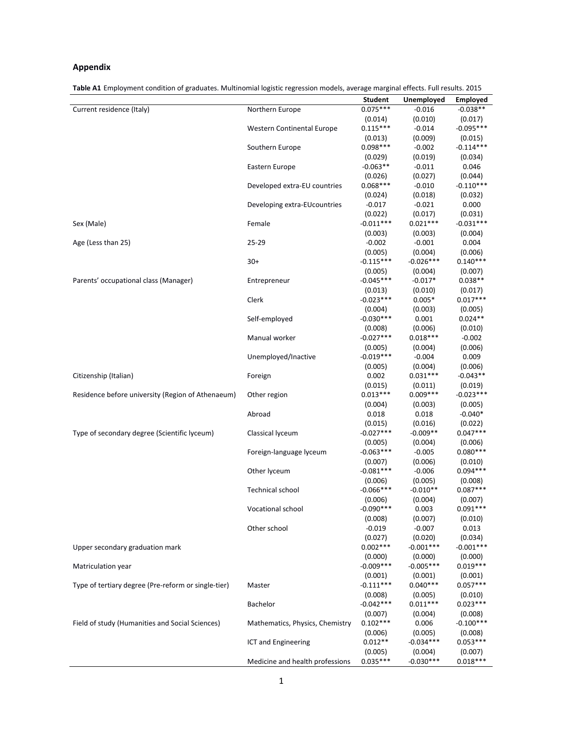## Appendix

**Table A1** Employment condition of graduates. Multinomial logistic regression models, average marginal effects. Full results. 2015

| | | Student | Unemployed | Employed |
|---|---|---|---|---|
| Current residence (Italy) | Northern Europe | 0.075*** | -0.016 | -0.038** |
| | | (0.014) | (0.010) | (0.017) |
| | Western Continental Europe | 0.115*** | -0.014 | -0.095*** |
| | | (0.013) | (0.009) | (0.015) |
| | Southern Europe | 0.098*** | -0.002 | -0.114*** |
| | | (0.029) | (0.019) | (0.034) |
| | Eastern Europe | -0.063** | -0.011 | 0.046 |
| | | (0.026) | (0.027) | (0.044) |
| | Developed extra-EU countries | 0.068*** | -0.010 | -0.110*** |
| | | (0.024) | (0.018) | (0.032) |
| | Developing extra-EUcountries | -0.017 | -0.021 | 0.000 |
| | | (0.022) | (0.017) | (0.031) |
| Sex (Male) | Female | -0.011*** | 0.021*** | -0.031*** |
| | | (0.003) | (0.003) | (0.004) |
| Age (Less than 25) | 25-29 | -0.002 | -0.001 | 0.004 |
| | | (0.005) | (0.004) | (0.006) |
| | 30+ | -0.115*** | -0.026*** | 0.140*** |
| | | (0.005) | (0.004) | (0.007) |
| Parents' occupational class (Manager) | Entrepreneur | -0.045*** | -0.017* | 0.038** |
| | | (0.013) | (0.010) | (0.017) |
| | Clerk | -0.023*** | 0.005* | 0.017*** |
| | | (0.004) | (0.003) | (0.005) |
| | Self-employed | -0.030*** | 0.001 | 0.024** |
| | | (0.008) | (0.006) | (0.010) |
| | Manual worker | -0.027*** | 0.018*** | -0.002 |
| | | (0.005) | (0.004) | (0.006) |
| | Unemployed/Inactive | -0.019*** | -0.004 | 0.009 |
| | | (0.005) | (0.004) | (0.006) |
| Citizenship (Italian) | Foreign | 0.002 | 0.031*** | -0.043** |
| | | (0.015) | (0.011) | (0.019) |
| Residence before university (Region of Athenaeum) | Other region | 0.013*** | 0.009*** | -0.023*** |
| | | (0.004) | (0.003) | (0.005) |
| | Abroad | 0.018 | 0.018 | -0.040* |
| | | (0.015) | (0.016) | (0.022) |
| Type of secondary degree (Scientific lyceum) | Classical lyceum | -0.027*** | -0.009** | 0.047*** |
| | | (0.005) | (0.004) | (0.006) |
| | Foreign-language lyceum | -0.063*** | -0.005 | 0.080*** |
| | | (0.007) | (0.006) | (0.010) |
| | Other lyceum | -0.081*** | -0.006 | 0.094*** |
| | | (0.006) | (0.005) | (0.008) |
| | Technical school | -0.066*** | -0.010** | 0.087*** |
| | | (0.006) | (0.004) | (0.007) |
| | Vocational school | -0.090*** | 0.003 | 0.091*** |
| | | (0.008) | (0.007) | (0.010) |
| | Other school | -0.019 | -0.007 | 0.013 |
| | | (0.027) | (0.020) | (0.034) |
| Upper secondary graduation mark | | 0.002*** | -0.001*** | -0.001*** |
| | | (0.000) | (0.000) | (0.000) |
| Matriculation year | | -0.009*** | -0.005*** | 0.019*** |
| | | (0.001) | (0.001) | (0.001) |
| Type of tertiary degree (Pre-reform or single-tier) | Master | -0.111*** | 0.040*** | 0.057*** |
| | | (0.008) | (0.005) | (0.010) |
| | Bachelor | -0.042*** | 0.011*** | 0.023*** |
| | | (0.007) | (0.004) | (0.008) |
| Field of study (Humanities and Social Sciences) | Mathematics, Physics, Chemistry | 0.102*** | 0.006 | -0.100*** |
| | | (0.006) | (0.005) | (0.008) |
| | ICT and Engineering | 0.012** | -0.034*** | 0.053*** |
| | | (0.005) | (0.004) | (0.007) |
| | Medicine and health professions | 0.035*** | -0.030*** | 0.018*** |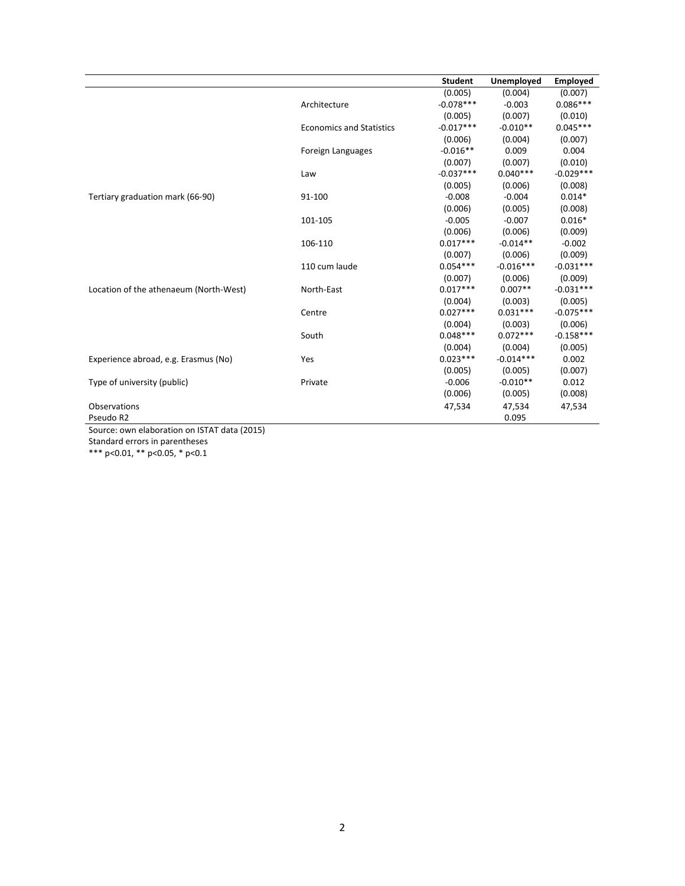| | | Student | Unemployed | Employed |
|---|---|---|---|---|
| | | (0.005) | (0.004) | (0.007) |
| | Architecture | -0.078*** | -0.003 | 0.086*** |
| | | (0.005) | (0.007) | (0.010) |
| | Economics and Statistics | -0.017*** | -0.010** | 0.045*** |
| | | (0.006) | (0.004) | (0.007) |
| | Foreign Languages | -0.016** | 0.009 | 0.004 |
| | | (0.007) | (0.007) | (0.010) |
| | Law | -0.037*** | 0.040*** | -0.029*** |
| | | (0.005) | (0.006) | (0.008) |
| Tertiary graduation mark (66-90) | 91-100 | -0.008 | -0.004 | 0.014* |
| | | (0.006) | (0.005) | (0.008) |
| | 101-105 | -0.005 | -0.007 | 0.016* |
| | | (0.006) | (0.006) | (0.009) |
| | 106-110 | 0.017*** | -0.014** | -0.002 |
| | | (0.007) | (0.006) | (0.009) |
| | 110 cum laude | 0.054*** | -0.016*** | -0.031*** |
| | | (0.007) | (0.006) | (0.009) |
| Location of the athenaeum (North-West) | North-East | 0.017*** | 0.007** | -0.031*** |
| | | (0.004) | (0.003) | (0.005) |
| | Centre | 0.027*** | 0.031*** | -0.075*** |
| | | (0.004) | (0.003) | (0.006) |
| | South | 0.048*** | 0.072*** | -0.158*** |
| | | (0.004) | (0.004) | (0.005) |
| Experience abroad, e.g. Erasmus (No) | Yes | 0.023*** | -0.014*** | 0.002 |
| | | (0.005) | (0.005) | (0.007) |
| Type of university (public) | Private | -0.006 | -0.010** | 0.012 |
| | | (0.006) | (0.005) | (0.008) |
| Observations | | 47,534 | 47,534 | 47,534 |
| Pseudo R2 | | | 0.095 | |

Source: own elaboration on ISTAT data (2015)
Standard errors in parentheses
*** p<0.01, ** p<0.05, * p<0.1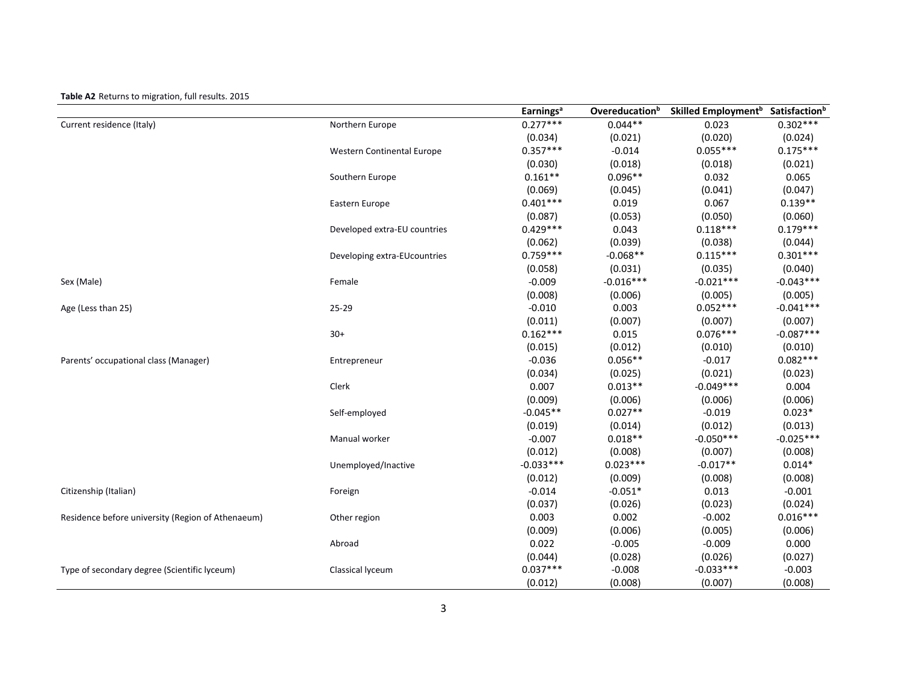**Table A2** Returns to migration, full results. 2015

| | | Earnings[a] | Overeducation[b] | Skilled Employment[b] | Satisfaction[b] |
|---|---|---|---|---|---|
| Current residence (Italy) | Northern Europe | 0.277*** | 0.044** | 0.023 | 0.302*** |
| | | (0.034) | (0.021) | (0.020) | (0.024) |
| | Western Continental Europe | 0.357*** | -0.014 | 0.055*** | 0.175*** |
| | | (0.030) | (0.018) | (0.018) | (0.021) |
| | Southern Europe | 0.161** | 0.096** | 0.032 | 0.065 |
| | | (0.069) | (0.045) | (0.041) | (0.047) |
| | Eastern Europe | 0.401*** | 0.019 | 0.067 | 0.139** |
| | | (0.087) | (0.053) | (0.050) | (0.060) |
| | Developed extra-EU countries | 0.429*** | 0.043 | 0.118*** | 0.179*** |
| | | (0.062) | (0.039) | (0.038) | (0.044) |
| | Developing extra-EUcountries | 0.759*** | -0.068** | 0.115*** | 0.301*** |
| | | (0.058) | (0.031) | (0.035) | (0.040) |
| Sex (Male) | Female | -0.009 | -0.016*** | -0.021*** | -0.043*** |
| | | (0.008) | (0.006) | (0.005) | (0.005) |
| Age (Less than 25) | 25-29 | -0.010 | 0.003 | 0.052*** | -0.041*** |
| | | (0.011) | (0.007) | (0.007) | (0.007) |
| | 30+ | 0.162*** | 0.015 | 0.076*** | -0.087*** |
| | | (0.015) | (0.012) | (0.010) | (0.010) |
| Parents' occupational class (Manager) | Entrepreneur | -0.036 | 0.056** | -0.017 | 0.082*** |
| | | (0.034) | (0.025) | (0.021) | (0.023) |
| | Clerk | 0.007 | 0.013** | -0.049*** | 0.004 |
| | | (0.009) | (0.006) | (0.006) | (0.006) |
| | Self-employed | -0.045** | 0.027** | -0.019 | 0.023* |
| | | (0.019) | (0.014) | (0.012) | (0.013) |
| | Manual worker | -0.007 | 0.018** | -0.050*** | -0.025*** |
| | | (0.012) | (0.008) | (0.007) | (0.008) |
| | Unemployed/Inactive | -0.033*** | 0.023*** | -0.017** | 0.014* |
| | | (0.012) | (0.009) | (0.008) | (0.008) |
| Citizenship (Italian) | Foreign | -0.014 | -0.051* | 0.013 | -0.001 |
| | | (0.037) | (0.026) | (0.023) | (0.024) |
| Residence before university (Region of Athenaeum) | Other region | 0.003 | 0.002 | -0.002 | 0.016*** |
| | | (0.009) | (0.006) | (0.005) | (0.006) |
| | Abroad | 0.022 | -0.005 | -0.009 | 0.000 |
| | | (0.044) | (0.028) | (0.026) | (0.027) |
| Type of secondary degree (Scientific lyceum) | Classical lyceum | 0.037*** | -0.008 | -0.033*** | -0.003 |
| | | (0.012) | (0.008) | (0.007) | (0.008) |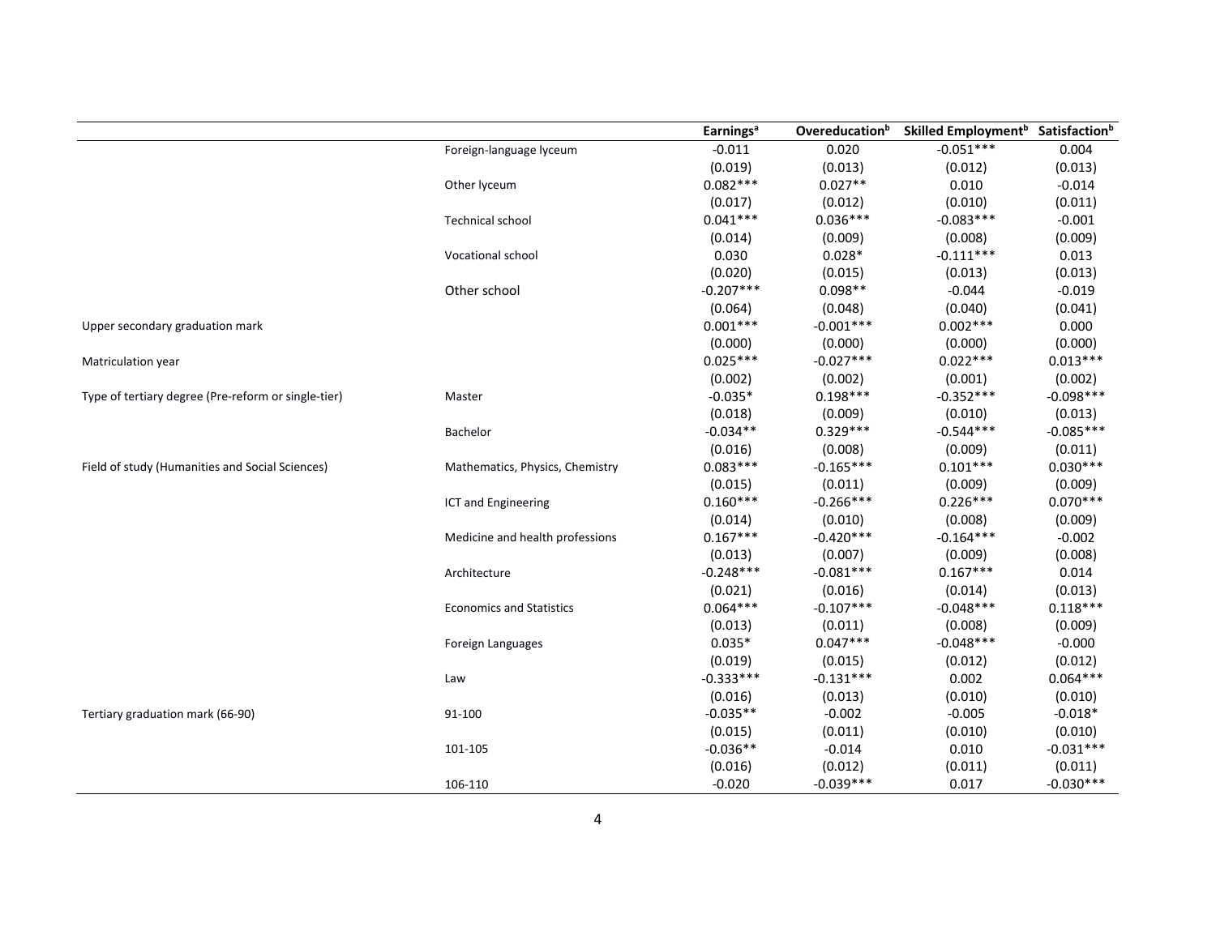| | | Earnings[a] | Overeducation[b] | Skilled Employment[b] | Satisfaction[b] |
|---|---|---|---|---|---|
| | Foreign-language lyceum | -0.011 | 0.020 | -0.051*** | 0.004 |
| | | (0.019) | (0.013) | (0.012) | (0.013) |
| | Other lyceum | 0.082*** | 0.027** | 0.010 | -0.014 |
| | | (0.017) | (0.012) | (0.010) | (0.011) |
| | Technical school | 0.041*** | 0.036*** | -0.083*** | -0.001 |
| | | (0.014) | (0.009) | (0.008) | (0.009) |
| | Vocational school | 0.030 | 0.028* | -0.111*** | 0.013 |
| | | (0.020) | (0.015) | (0.013) | (0.013) |
| | Other school | -0.207*** | 0.098** | -0.044 | -0.019 |
| | | (0.064) | (0.048) | (0.040) | (0.041) |
| Upper secondary graduation mark | | 0.001*** | -0.001*** | 0.002*** | 0.000 |
| | | (0.000) | (0.000) | (0.000) | (0.000) |
| Matriculation year | | 0.025*** | -0.027*** | 0.022*** | 0.013*** |
| | | (0.002) | (0.002) | (0.001) | (0.002) |
| Type of tertiary degree (Pre-reform or single-tier) | Master | -0.035* | 0.198*** | -0.352*** | -0.098*** |
| | | (0.018) | (0.009) | (0.010) | (0.013) |
| | Bachelor | -0.034** | 0.329*** | -0.544*** | -0.085*** |
| | | (0.016) | (0.008) | (0.009) | (0.011) |
| Field of study (Humanities and Social Sciences) | Mathematics, Physics, Chemistry | 0.083*** | -0.165*** | 0.101*** | 0.030*** |
| | | (0.015) | (0.011) | (0.009) | (0.009) |
| | ICT and Engineering | 0.160*** | -0.266*** | 0.226*** | 0.070*** |
| | | (0.014) | (0.010) | (0.008) | (0.009) |
| | Medicine and health professions | 0.167*** | -0.420*** | -0.164*** | -0.002 |
| | | (0.013) | (0.007) | (0.009) | (0.008) |
| | Architecture | -0.248*** | -0.081*** | 0.167*** | 0.014 |
| | | (0.021) | (0.016) | (0.014) | (0.013) |
| | Economics and Statistics | 0.064*** | -0.107*** | -0.048*** | 0.118*** |
| | | (0.013) | (0.011) | (0.008) | (0.009) |
| | Foreign Languages | 0.035* | 0.047*** | -0.048*** | -0.000 |
| | | (0.019) | (0.015) | (0.012) | (0.012) |
| | Law | -0.333*** | -0.131*** | 0.002 | 0.064*** |
| | | (0.016) | (0.013) | (0.010) | (0.010) |
| Tertiary graduation mark (66-90) | 91-100 | -0.035** | -0.002 | -0.005 | -0.018* |
| | | (0.015) | (0.011) | (0.010) | (0.010) |
| | 101-105 | -0.036** | -0.014 | 0.010 | -0.031*** |
| | | (0.016) | (0.012) | (0.011) | (0.011) |
| | 106-110 | -0.020 | -0.039*** | 0.017 | -0.030*** |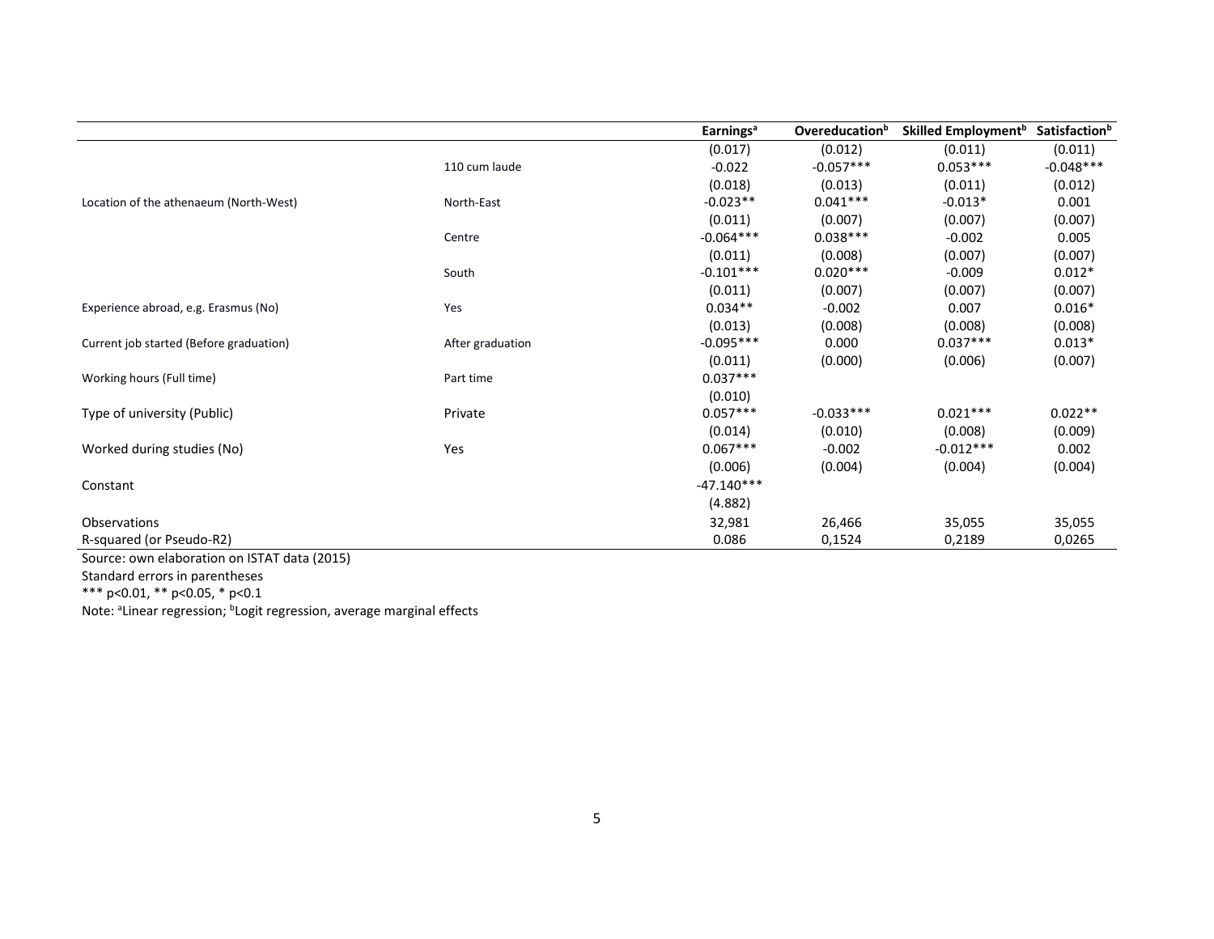| | | Earnings[a] | Overeducation[b] | Skilled Employment[b] | Satisfaction[b] |
|---|---|---|---|---|---|
| | | (0.017) | (0.012) | (0.011) | (0.011) |
| | 110 cum laude | -0.022 | -0.057*** | 0.053*** | -0.048*** |
| | | (0.018) | (0.013) | (0.011) | (0.012) |
| Location of the athenaeum (North-West) | North-East | -0.023** | 0.041*** | -0.013* | 0.001 |
| | | (0.011) | (0.007) | (0.007) | (0.007) |
| | Centre | -0.064*** | 0.038*** | -0.002 | 0.005 |
| | | (0.011) | (0.008) | (0.007) | (0.007) |
| | South | -0.101*** | 0.020*** | -0.009 | 0.012* |
| | | (0.011) | (0.007) | (0.007) | (0.007) |
| Experience abroad, e.g. Erasmus (No) | Yes | 0.034** | -0.002 | 0.007 | 0.016* |
| | | (0.013) | (0.008) | (0.008) | (0.008) |
| Current job started (Before graduation) | After graduation | -0.095*** | 0.000 | 0.037*** | 0.013* |
| | | (0.011) | (0.000) | (0.006) | (0.007) |
| Working hours (Full time) | Part time | 0.037*** | | | |
| | | (0.010) | | | |
| Type of university (Public) | Private | 0.057*** | -0.033*** | 0.021*** | 0.022** |
| | | (0.014) | (0.010) | (0.008) | (0.009) |
| Worked during studies (No) | Yes | 0.067*** | -0.002 | -0.012*** | 0.002 |
| | | (0.006) | (0.004) | (0.004) | (0.004) |
| Constant | | -47.140*** | | | |
| | | (4.882) | | | |
| Observations | | 32,981 | 26,466 | 35,055 | 35,055 |
| R-squared (or Pseudo-R2) | | 0.086 | 0,1524 | 0,2189 | 0,0265 |

Source: own elaboration on ISTAT data (2015)

Standard errors in parentheses

*** p<0.01, ** p<0.05, * p<0.1

Note: [a]Linear regression; [b]Logit regression, average marginal effects